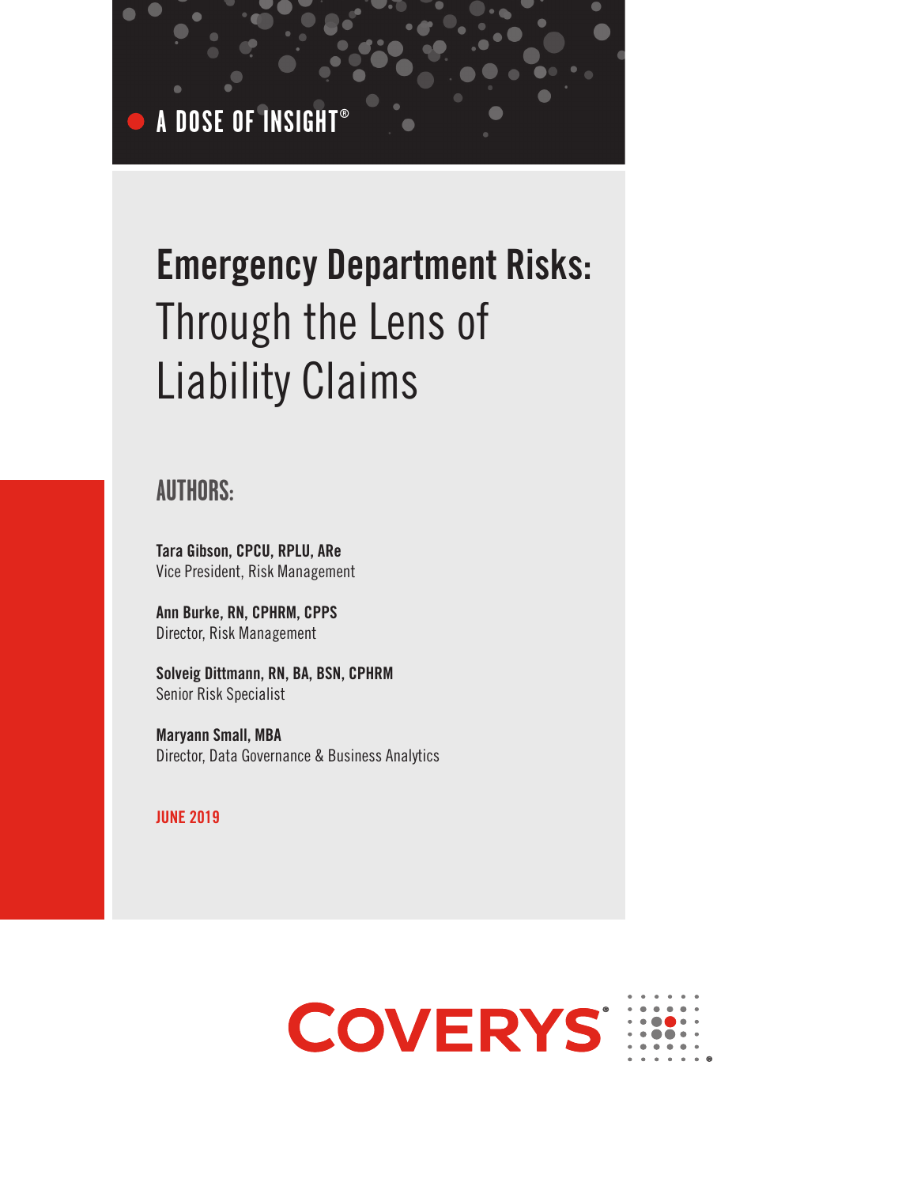A DOSE OF INSIGHT®

# Emergency Department Risks: Through the Lens of Liability Claims

## AUTHORS:

**Tara Gibson, CPCU, RPLU, ARe**
Vice President, Risk Management

**Ann Burke, RN, CPHRM, CPPS**
Director, Risk Management

**Solveig Dittmann, RN, BA, BSN, CPHRM**
Senior Risk Specialist

**Maryann Small, MBA**
Director, Data Governance & Business Analytics

JUNE 2019

COVERYS®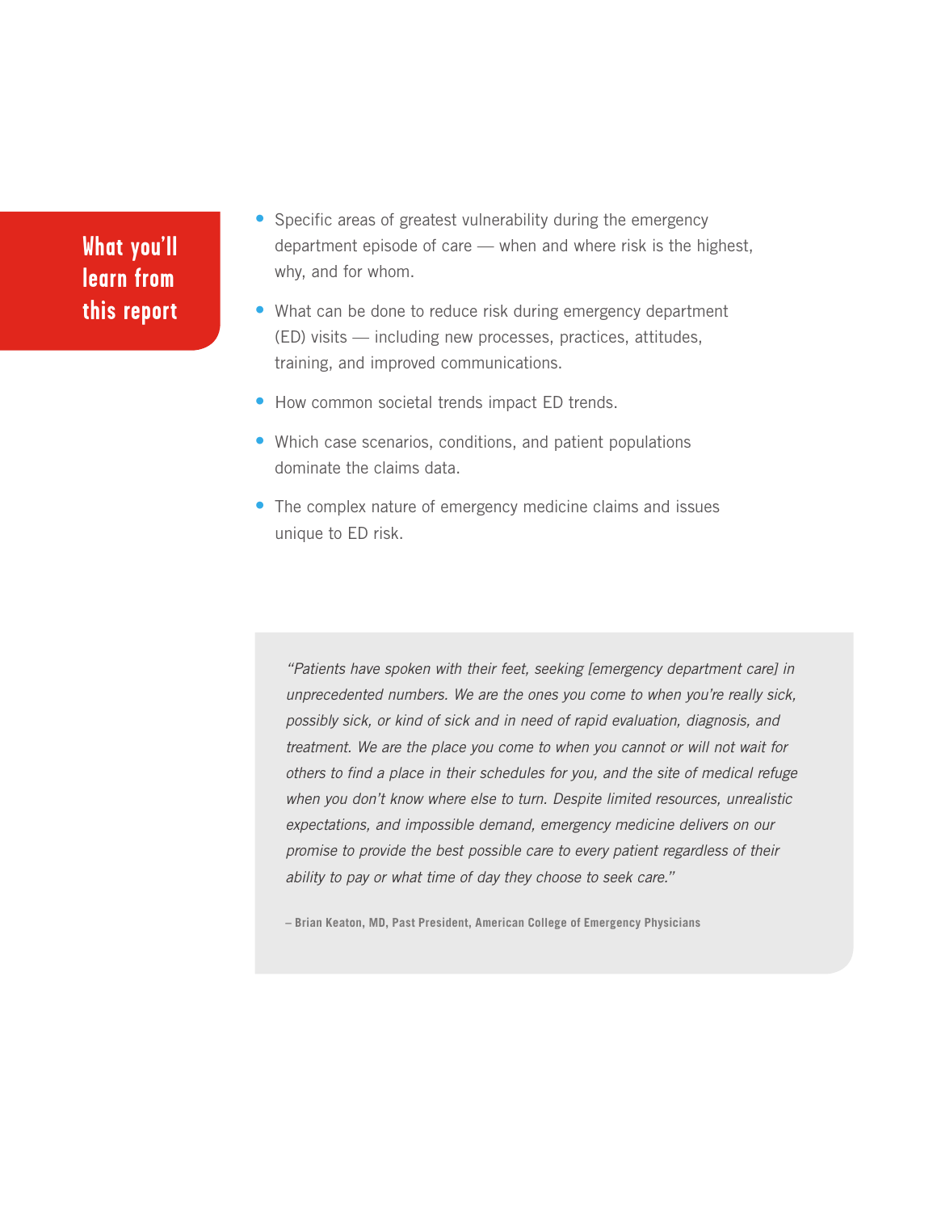## What you'll learn from this report

- Specific areas of greatest vulnerability during the emergency department episode of care — when and where risk is the highest, why, and for whom.
- What can be done to reduce risk during emergency department (ED) visits — including new processes, practices, attitudes, training, and improved communications.
- How common societal trends impact ED trends.
- Which case scenarios, conditions, and patient populations dominate the claims data.
- The complex nature of emergency medicine claims and issues unique to ED risk.

> *"Patients have spoken with their feet, seeking [emergency department care] in unprecedented numbers. We are the ones you come to when you're really sick, possibly sick, or kind of sick and in need of rapid evaluation, diagnosis, and treatment. We are the place you come to when you cannot or will not wait for others to find a place in their schedules for you, and the site of medical refuge when you don't know where else to turn. Despite limited resources, unrealistic expectations, and impossible demand, emergency medicine delivers on our promise to provide the best possible care to every patient regardless of their ability to pay or what time of day they choose to seek care."*
>
> **– Brian Keaton, MD, Past President, American College of Emergency Physicians**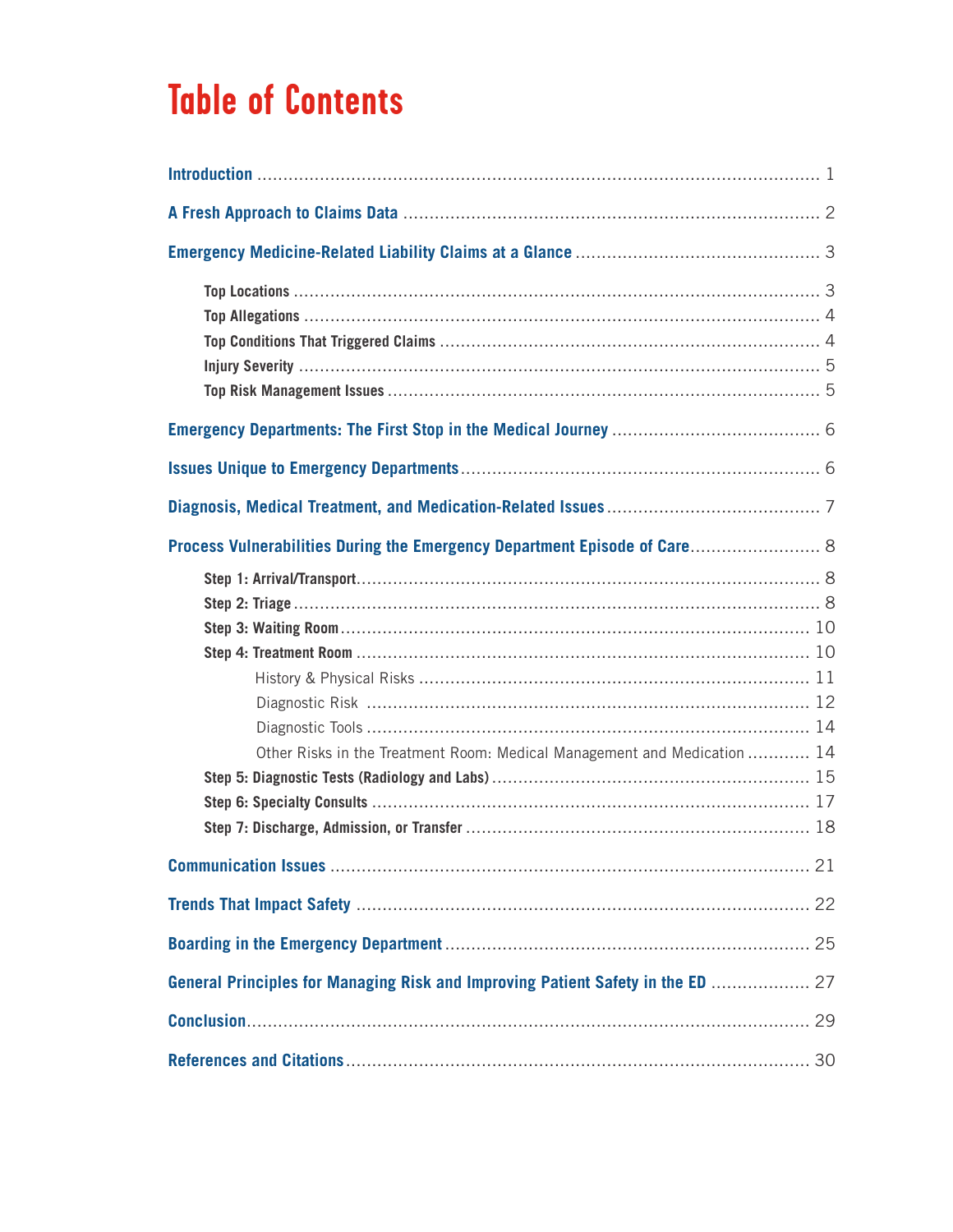# Table of Contents

**Introduction** .......... 1

**A Fresh Approach to Claims Data** .......... 2

**Emergency Medicine-Related Liability Claims at a Glance** .......... 3

- **Top Locations** .......... 3
- **Top Allegations** .......... 4
- **Top Conditions That Triggered Claims** .......... 4
- **Injury Severity** .......... 5
- **Top Risk Management Issues** .......... 5

**Emergency Departments: The First Stop in the Medical Journey** .......... 6

**Issues Unique to Emergency Departments** .......... 6

**Diagnosis, Medical Treatment, and Medication-Related Issues** .......... 7

**Process Vulnerabilities During the Emergency Department Episode of Care** .......... 8

- **Step 1: Arrival/Transport** .......... 8
- **Step 2: Triage** .......... 8
- **Step 3: Waiting Room** .......... 10
- **Step 4: Treatment Room** .......... 10
  - History & Physical Risks .......... 11
  - Diagnostic Risk .......... 12
  - Diagnostic Tools .......... 14
  - Other Risks in the Treatment Room: Medical Management and Medication .......... 14
- **Step 5: Diagnostic Tests (Radiology and Labs)** .......... 15
- **Step 6: Specialty Consults** .......... 17
- **Step 7: Discharge, Admission, or Transfer** .......... 18

**Communication Issues** .......... 21

**Trends That Impact Safety** .......... 22

**Boarding in the Emergency Department** .......... 25

**General Principles for Managing Risk and Improving Patient Safety in the ED** .......... 27

**Conclusion** .......... 29

**References and Citations** .......... 30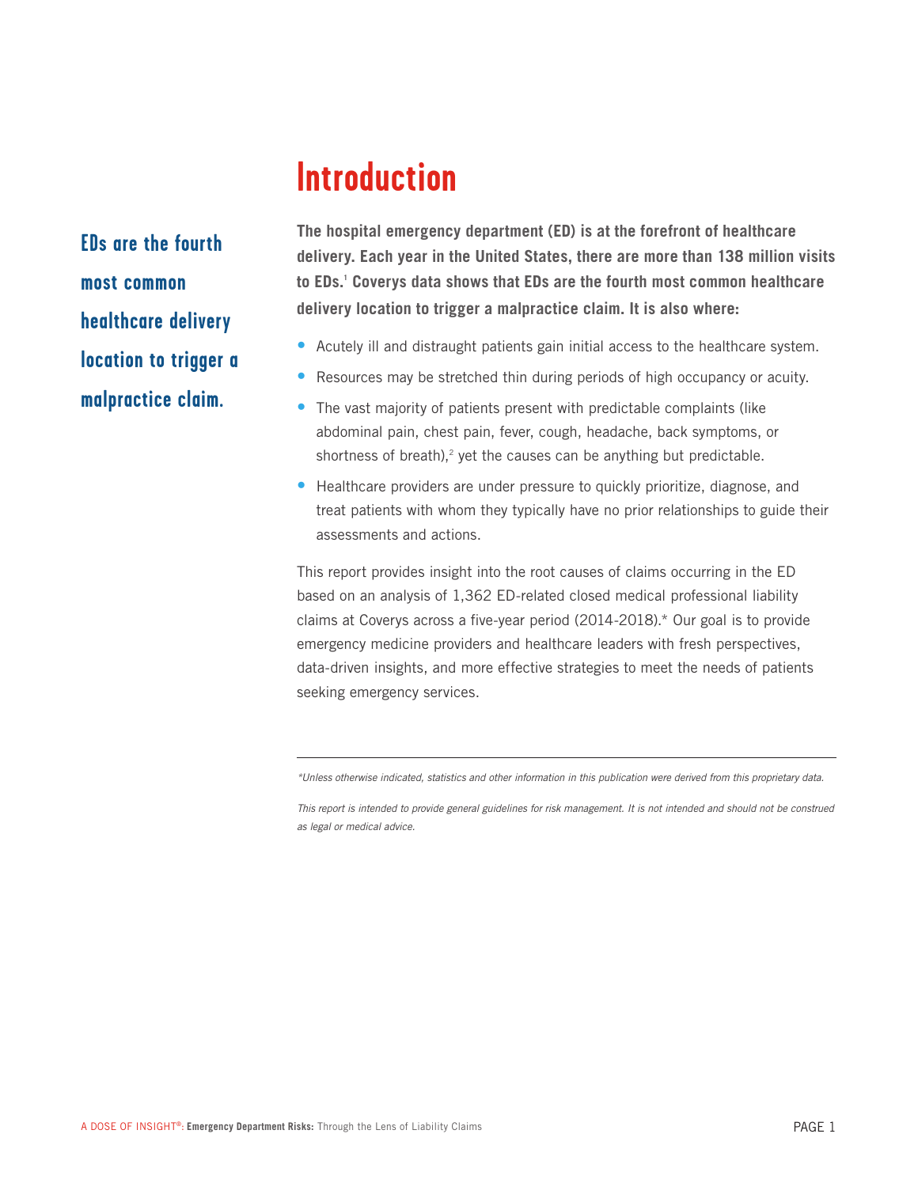# Introduction

**EDs are the fourth most common healthcare delivery location to trigger a malpractice claim.**

**The hospital emergency department (ED) is at the forefront of healthcare delivery. Each year in the United States, there are more than 138 million visits to EDs.[1] Coverys data shows that EDs are the fourth most common healthcare delivery location to trigger a malpractice claim. It is also where:**

- Acutely ill and distraught patients gain initial access to the healthcare system.
- Resources may be stretched thin during periods of high occupancy or acuity.
- The vast majority of patients present with predictable complaints (like abdominal pain, chest pain, fever, cough, headache, back symptoms, or shortness of breath),[2] yet the causes can be anything but predictable.
- Healthcare providers are under pressure to quickly prioritize, diagnose, and treat patients with whom they typically have no prior relationships to guide their assessments and actions.

This report provides insight into the root causes of claims occurring in the ED based on an analysis of 1,362 ED-related closed medical professional liability claims at Coverys across a five-year period (2014-2018).* Our goal is to provide emergency medicine providers and healthcare leaders with fresh perspectives, data-driven insights, and more effective strategies to meet the needs of patients seeking emergency services.

---

*\*Unless otherwise indicated, statistics and other information in this publication were derived from this proprietary data.*

*This report is intended to provide general guidelines for risk management. It is not intended and should not be construed as legal or medical advice.*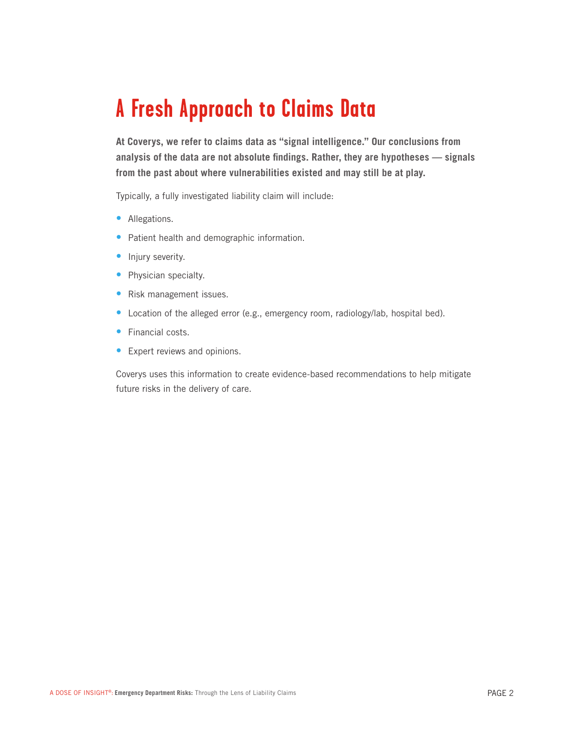# A Fresh Approach to Claims Data

**At Coverys, we refer to claims data as "signal intelligence." Our conclusions from analysis of the data are not absolute findings. Rather, they are hypotheses — signals from the past about where vulnerabilities existed and may still be at play.**

Typically, a fully investigated liability claim will include:

- Allegations.
- Patient health and demographic information.
- Injury severity.
- Physician specialty.
- Risk management issues.
- Location of the alleged error (e.g., emergency room, radiology/lab, hospital bed).
- Financial costs.
- Expert reviews and opinions.

Coverys uses this information to create evidence-based recommendations to help mitigate future risks in the delivery of care.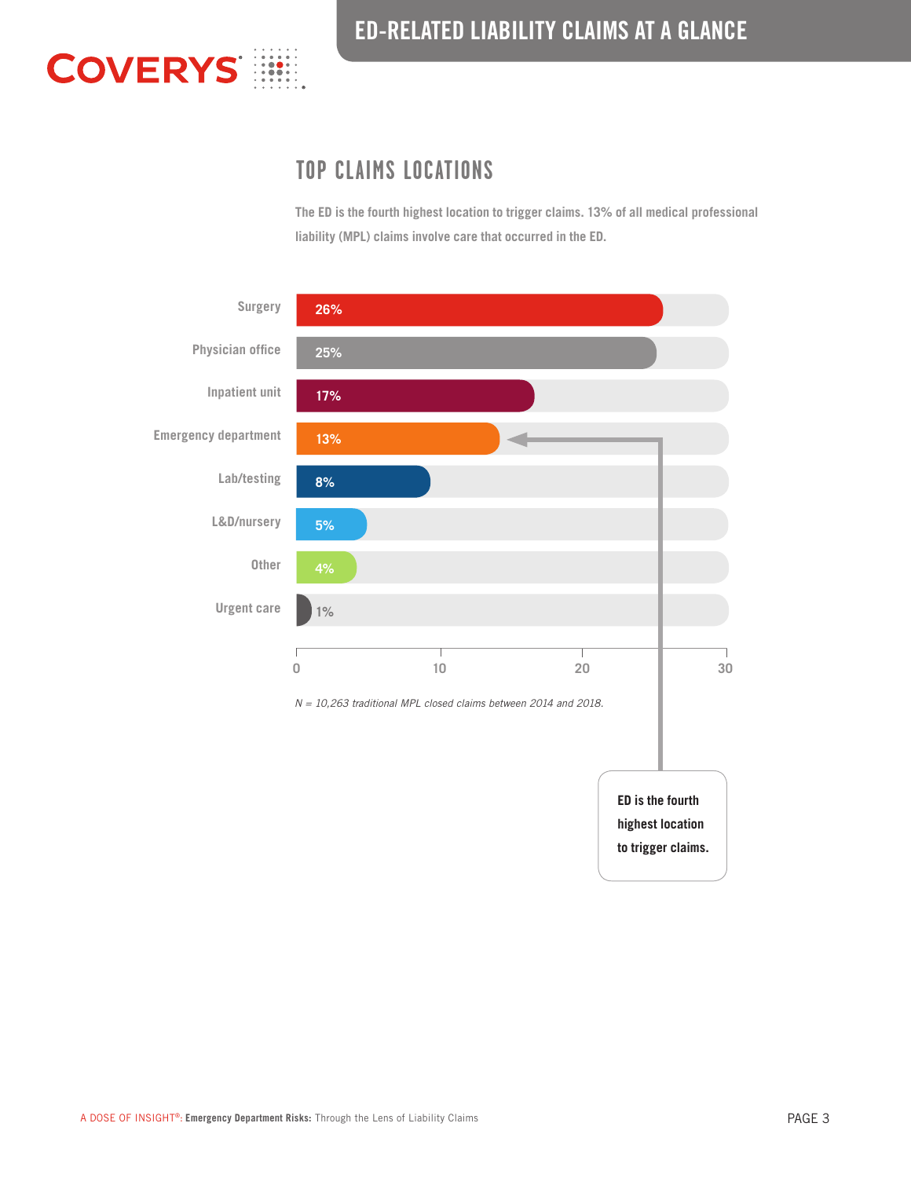## ED-RELATED LIABILITY CLAIMS AT A GLANCE

### TOP CLAIMS LOCATIONS

**The ED is the fourth highest location to trigger claims. 13% of all medical professional liability (MPL) claims involve care that occurred in the ED.**

| Location | % |
|---|---|
| Surgery | 26% |
| Physician office | 25% |
| Inpatient unit | 17% |
| Emergency department | 13% |
| Lab/testing | 8% |
| L&D/nursery | 5% |
| Other | 4% |
| Urgent care | 1% |

*N = 10,263 traditional MPL closed claims between 2014 and 2018.*

**ED is the fourth highest location to trigger claims.**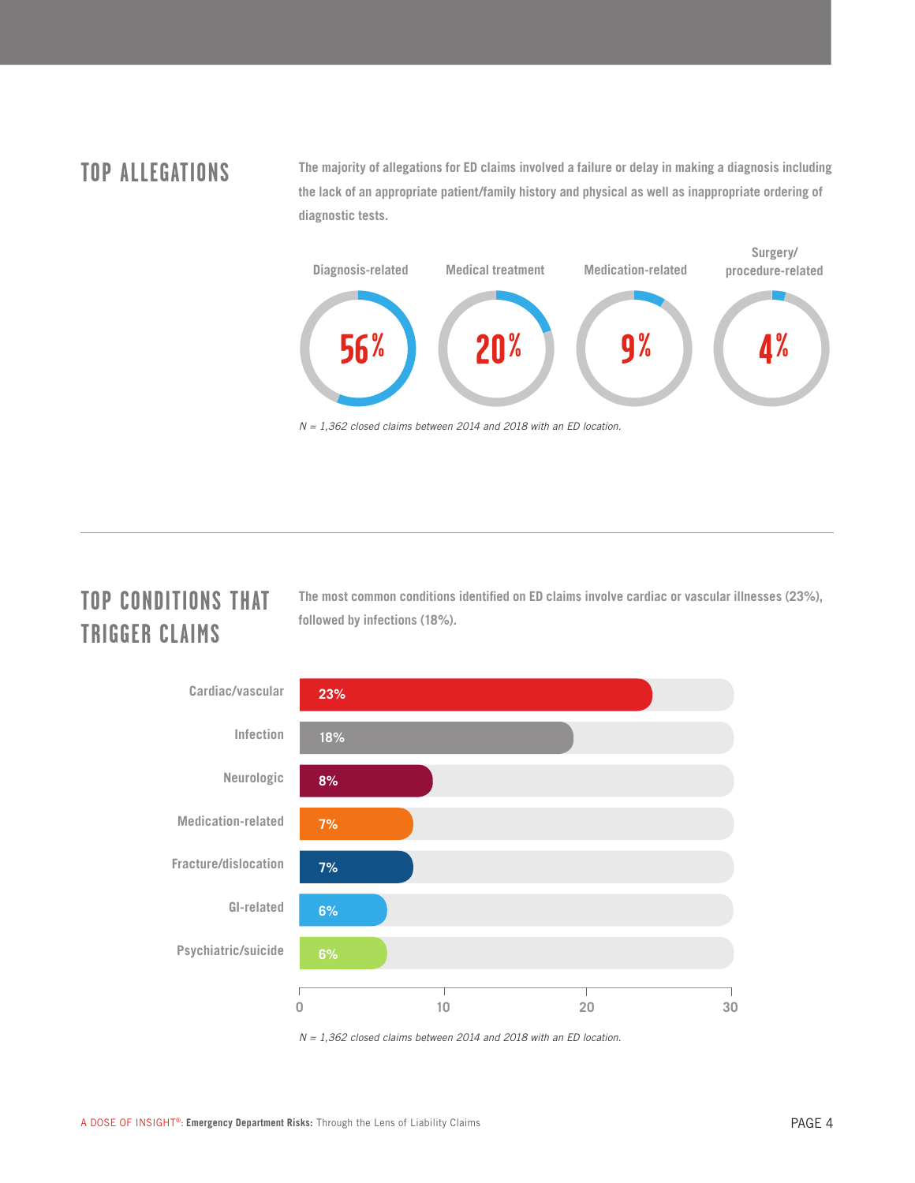## TOP ALLEGATIONS

The majority of allegations for ED claims involved a failure or delay in making a diagnosis including the lack of an appropriate patient/family history and physical as well as inappropriate ordering of diagnostic tests.

| Diagnosis-related | Medical treatment | Medication-related | Surgery/procedure-related |
|---|---|---|---|
| 56% | 20% | 9% | 4% |

*N = 1,362 closed claims between 2014 and 2018 with an ED location.*

## TOP CONDITIONS THAT TRIGGER CLAIMS

The most common conditions identified on ED claims involve cardiac or vascular illnesses (23%), followed by infections (18%).

| Condition | Percentage |
|---|---|
| Cardiac/vascular | 23% |
| Infection | 18% |
| Neurologic | 8% |
| Medication-related | 7% |
| Fracture/dislocation | 7% |
| GI-related | 6% |
| Psychiatric/suicide | 6% |

*N = 1,362 closed claims between 2014 and 2018 with an ED location.*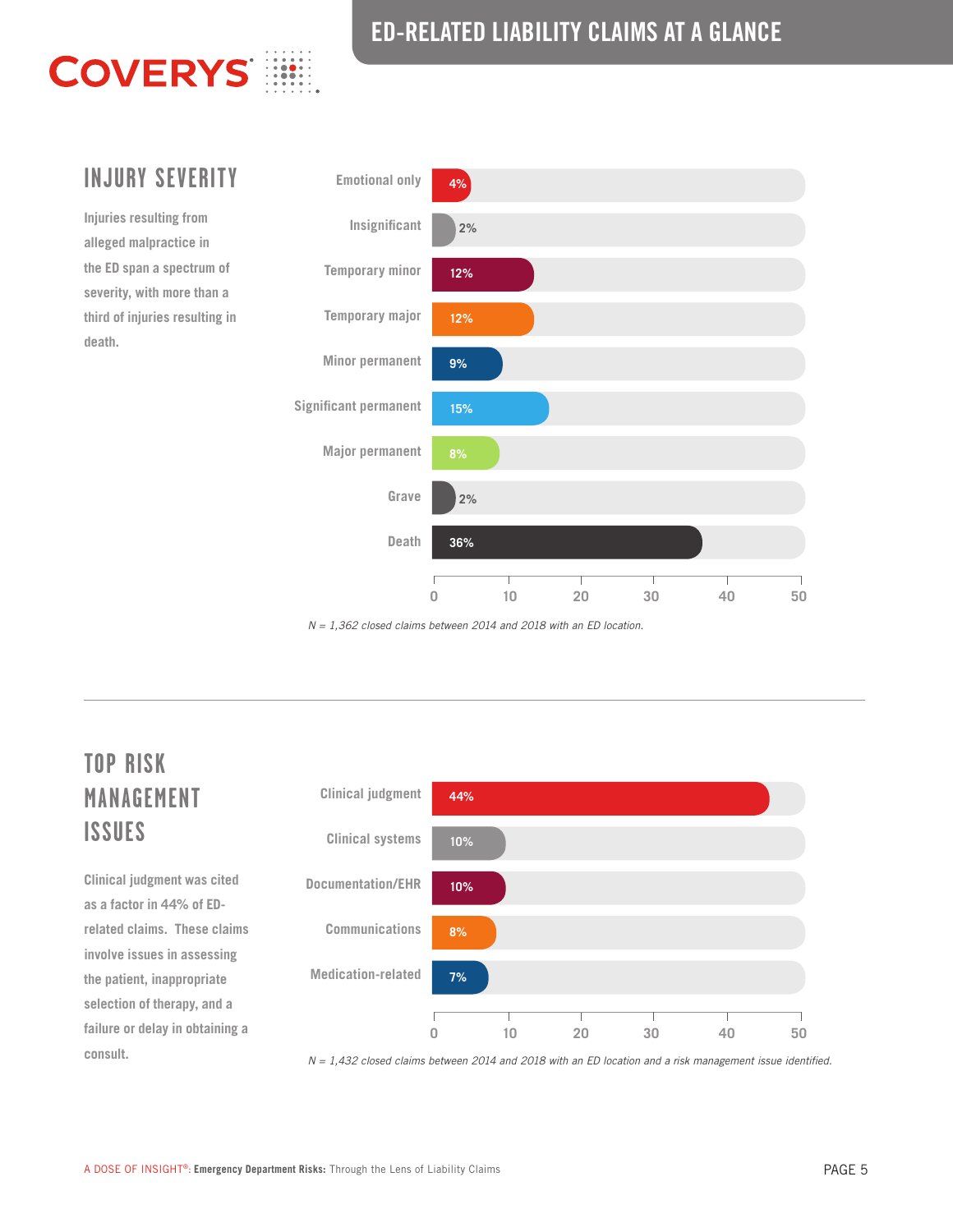# ED-RELATED LIABILITY CLAIMS AT A GLANCE

## INJURY SEVERITY

Injuries resulting from alleged malpractice in the ED span a spectrum of severity, with more than a third of injuries resulting in death.

| Injury severity | Percent |
| --- | --- |
| Emotional only | 4% |
| Insignificant | 2% |
| Temporary minor | 12% |
| Temporary major | 12% |
| Minor permanent | 9% |
| Significant permanent | 15% |
| Major permanent | 8% |
| Grave | 2% |
| Death | 36% |

*N = 1,362 closed claims between 2014 and 2018 with an ED location.*

## TOP RISK MANAGEMENT ISSUES

Clinical judgment was cited as a factor in 44% of ED-related claims. These claims involve issues in assessing the patient, inappropriate selection of therapy, and a failure or delay in obtaining a consult.

| Risk management issue | Percent |
| --- | --- |
| Clinical judgment | 44% |
| Clinical systems | 10% |
| Documentation/EHR | 10% |
| Communications | 8% |
| Medication-related | 7% |

*N = 1,432 closed claims between 2014 and 2018 with an ED location and a risk management issue identified.*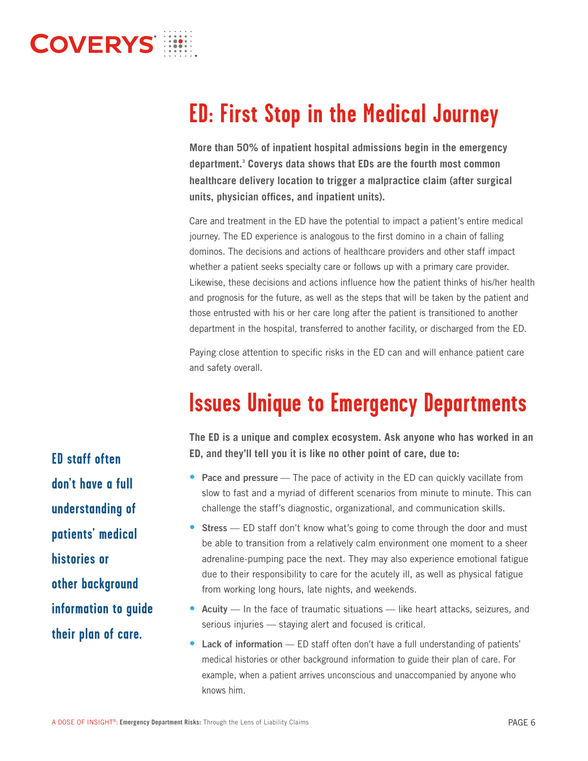# ED: First Stop in the Medical Journey

**More than 50% of inpatient hospital admissions begin in the emergency department.[3] Coverys data shows that EDs are the fourth most common healthcare delivery location to trigger a malpractice claim (after surgical units, physician offices, and inpatient units).**

Care and treatment in the ED have the potential to impact a patient's entire medical journey. The ED experience is analogous to the first domino in a chain of falling dominos. The decisions and actions of healthcare providers and other staff impact whether a patient seeks specialty care or follows up with a primary care provider. Likewise, these decisions and actions influence how the patient thinks of his/her health and prognosis for the future, as well as the steps that will be taken by the patient and those entrusted with his or her care long after the patient is transitioned to another department in the hospital, transferred to another facility, or discharged from the ED.

Paying close attention to specific risks in the ED can and will enhance patient care and safety overall.

# Issues Unique to Emergency Departments

**The ED is a unique and complex ecosystem. Ask anyone who has worked in an ED, and they'll tell you it is like no other point of care, due to:**

- **Pace and pressure** — The pace of activity in the ED can quickly vacillate from slow to fast and a myriad of different scenarios from minute to minute. This can challenge the staff's diagnostic, organizational, and communication skills.
- **Stress** — ED staff don't know what's going to come through the door and must be able to transition from a relatively calm environment one moment to a sheer adrenaline-pumping pace the next. They may also experience emotional fatigue due to their responsibility to care for the acutely ill, as well as physical fatigue from working long hours, late nights, and weekends.
- **Acuity** — In the face of traumatic situations — like heart attacks, seizures, and serious injuries — staying alert and focused is critical.
- **Lack of information** — ED staff often don't have a full understanding of patients' medical histories or other background information to guide their plan of care. For example, when a patient arrives unconscious and unaccompanied by anyone who knows him.

**ED staff often don't have a full understanding of patients' medical histories or other background information to guide their plan of care.**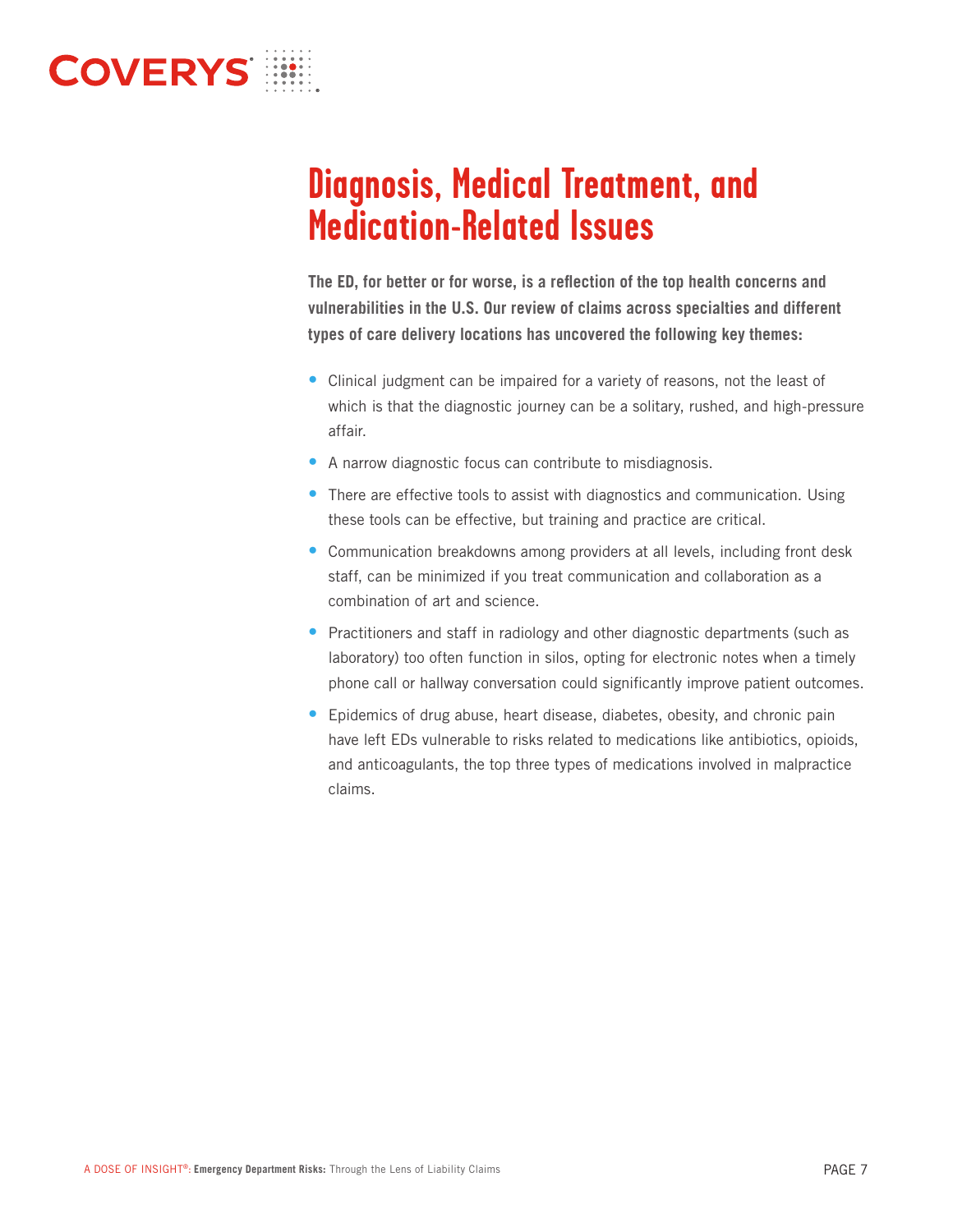# Diagnosis, Medical Treatment, and Medication-Related Issues

**The ED, for better or for worse, is a reflection of the top health concerns and vulnerabilities in the U.S. Our review of claims across specialties and different types of care delivery locations has uncovered the following key themes:**

- Clinical judgment can be impaired for a variety of reasons, not the least of which is that the diagnostic journey can be a solitary, rushed, and high-pressure affair.
- A narrow diagnostic focus can contribute to misdiagnosis.
- There are effective tools to assist with diagnostics and communication. Using these tools can be effective, but training and practice are critical.
- Communication breakdowns among providers at all levels, including front desk staff, can be minimized if you treat communication and collaboration as a combination of art and science.
- Practitioners and staff in radiology and other diagnostic departments (such as laboratory) too often function in silos, opting for electronic notes when a timely phone call or hallway conversation could significantly improve patient outcomes.
- Epidemics of drug abuse, heart disease, diabetes, obesity, and chronic pain have left EDs vulnerable to risks related to medications like antibiotics, opioids, and anticoagulants, the top three types of medications involved in malpractice claims.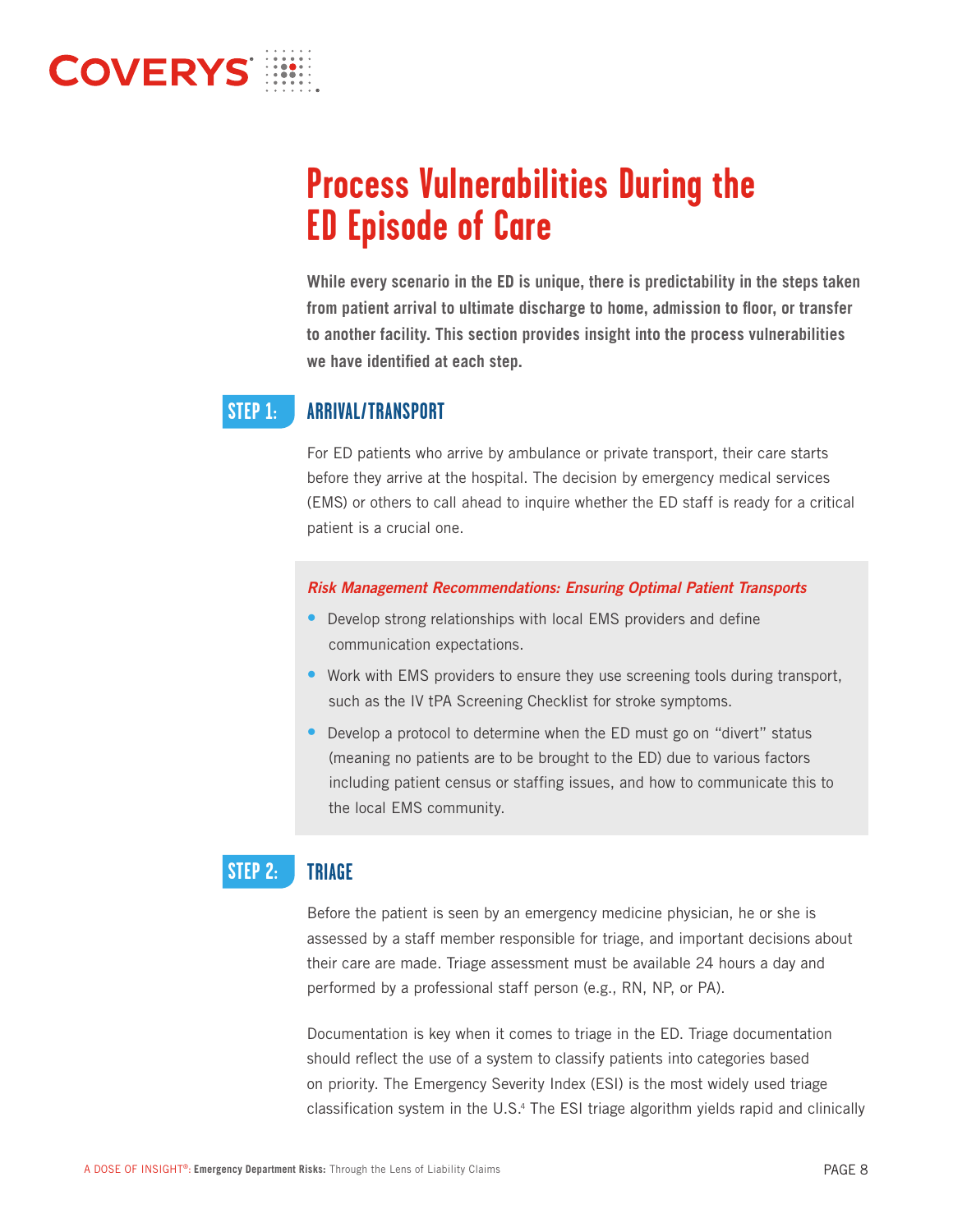# Process Vulnerabilities During the ED Episode of Care

**While every scenario in the ED is unique, there is predictability in the steps taken from patient arrival to ultimate discharge to home, admission to floor, or transfer to another facility. This section provides insight into the process vulnerabilities we have identified at each step.**

## STEP 1: ARRIVAL/TRANSPORT

For ED patients who arrive by ambulance or private transport, their care starts before they arrive at the hospital. The decision by emergency medical services (EMS) or others to call ahead to inquire whether the ED staff is ready for a critical patient is a crucial one.

***Risk Management Recommendations: Ensuring Optimal Patient Transports***

- Develop strong relationships with local EMS providers and define communication expectations.
- Work with EMS providers to ensure they use screening tools during transport, such as the IV tPA Screening Checklist for stroke symptoms.
- Develop a protocol to determine when the ED must go on "divert" status (meaning no patients are to be brought to the ED) due to various factors including patient census or staffing issues, and how to communicate this to the local EMS community.

## STEP 2: TRIAGE

Before the patient is seen by an emergency medicine physician, he or she is assessed by a staff member responsible for triage, and important decisions about their care are made. Triage assessment must be available 24 hours a day and performed by a professional staff person (e.g., RN, NP, or PA).

Documentation is key when it comes to triage in the ED. Triage documentation should reflect the use of a system to classify patients into categories based on priority. The Emergency Severity Index (ESI) is the most widely used triage classification system in the U.S.[4] The ESI triage algorithm yields rapid and clinically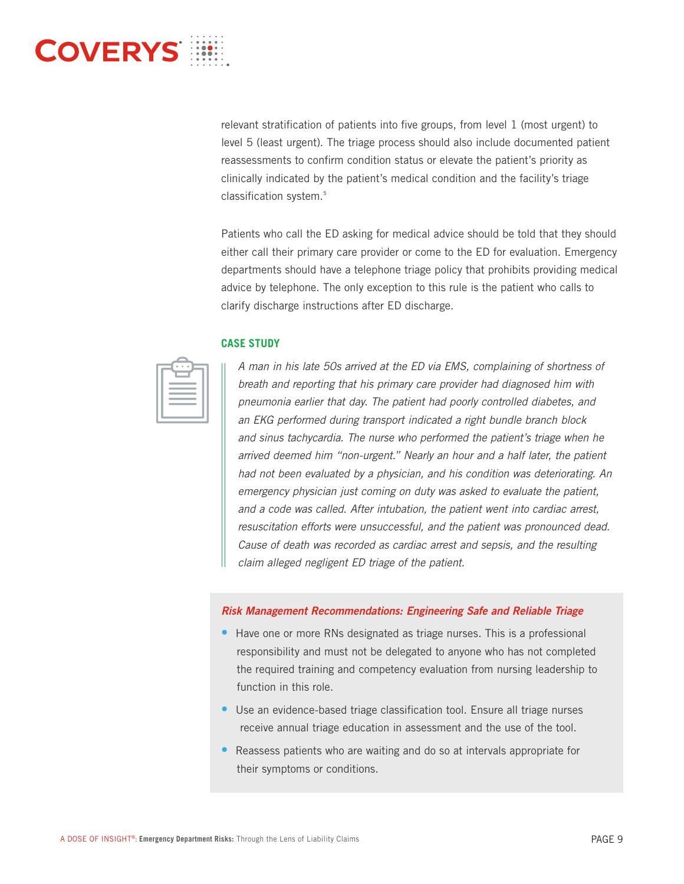relevant stratification of patients into five groups, from level 1 (most urgent) to level 5 (least urgent). The triage process should also include documented patient reassessments to confirm condition status or elevate the patient's priority as clinically indicated by the patient's medical condition and the facility's triage classification system.[5]

Patients who call the ED asking for medical advice should be told that they should either call their primary care provider or come to the ED for evaluation. Emergency departments should have a telephone triage policy that prohibits providing medical advice by telephone. The only exception to this rule is the patient who calls to clarify discharge instructions after ED discharge.

### CASE STUDY

*A man in his late 50s arrived at the ED via EMS, complaining of shortness of breath and reporting that his primary care provider had diagnosed him with pneumonia earlier that day. The patient had poorly controlled diabetes, and an EKG performed during transport indicated a right bundle branch block and sinus tachycardia. The nurse who performed the patient's triage when he arrived deemed him "non-urgent." Nearly an hour and a half later, the patient had not been evaluated by a physician, and his condition was deteriorating. An emergency physician just coming on duty was asked to evaluate the patient, and a code was called. After intubation, the patient went into cardiac arrest, resuscitation efforts were unsuccessful, and the patient was pronounced dead. Cause of death was recorded as cardiac arrest and sepsis, and the resulting claim alleged negligent ED triage of the patient.*

### *Risk Management Recommendations: Engineering Safe and Reliable Triage*

- Have one or more RNs designated as triage nurses. This is a professional responsibility and must not be delegated to anyone who has not completed the required training and competency evaluation from nursing leadership to function in this role.
- Use an evidence-based triage classification tool. Ensure all triage nurses receive annual triage education in assessment and the use of the tool.
- Reassess patients who are waiting and do so at intervals appropriate for their symptoms or conditions.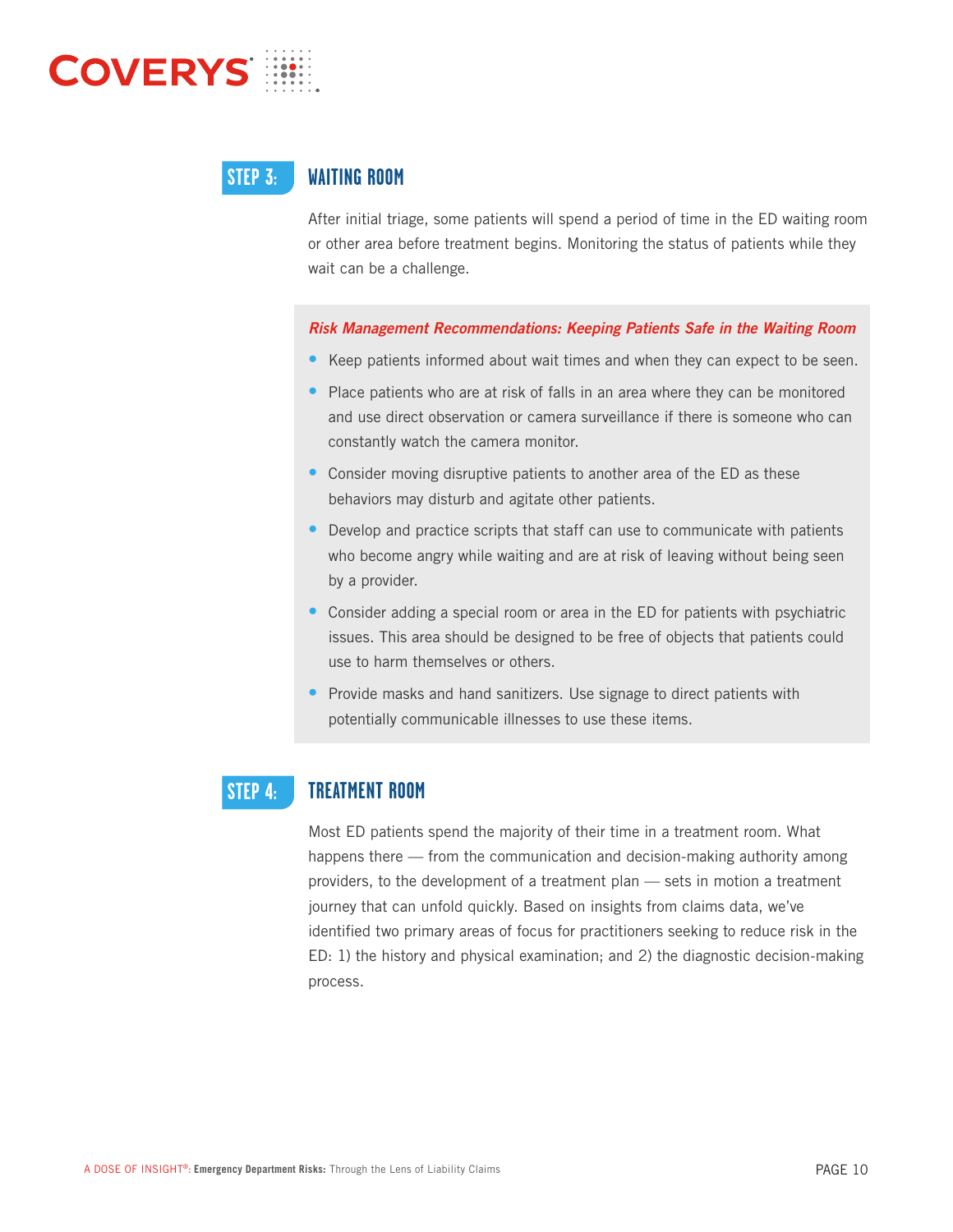## STEP 3: WAITING ROOM

After initial triage, some patients will spend a period of time in the ED waiting room or other area before treatment begins. Monitoring the status of patients while they wait can be a challenge.

***Risk Management Recommendations: Keeping Patients Safe in the Waiting Room***

- Keep patients informed about wait times and when they can expect to be seen.
- Place patients who are at risk of falls in an area where they can be monitored and use direct observation or camera surveillance if there is someone who can constantly watch the camera monitor.
- Consider moving disruptive patients to another area of the ED as these behaviors may disturb and agitate other patients.
- Develop and practice scripts that staff can use to communicate with patients who become angry while waiting and are at risk of leaving without being seen by a provider.
- Consider adding a special room or area in the ED for patients with psychiatric issues. This area should be designed to be free of objects that patients could use to harm themselves or others.
- Provide masks and hand sanitizers. Use signage to direct patients with potentially communicable illnesses to use these items.

## STEP 4: TREATMENT ROOM

Most ED patients spend the majority of their time in a treatment room. What happens there — from the communication and decision-making authority among providers, to the development of a treatment plan — sets in motion a treatment journey that can unfold quickly. Based on insights from claims data, we've identified two primary areas of focus for practitioners seeking to reduce risk in the ED: 1) the history and physical examination; and 2) the diagnostic decision-making process.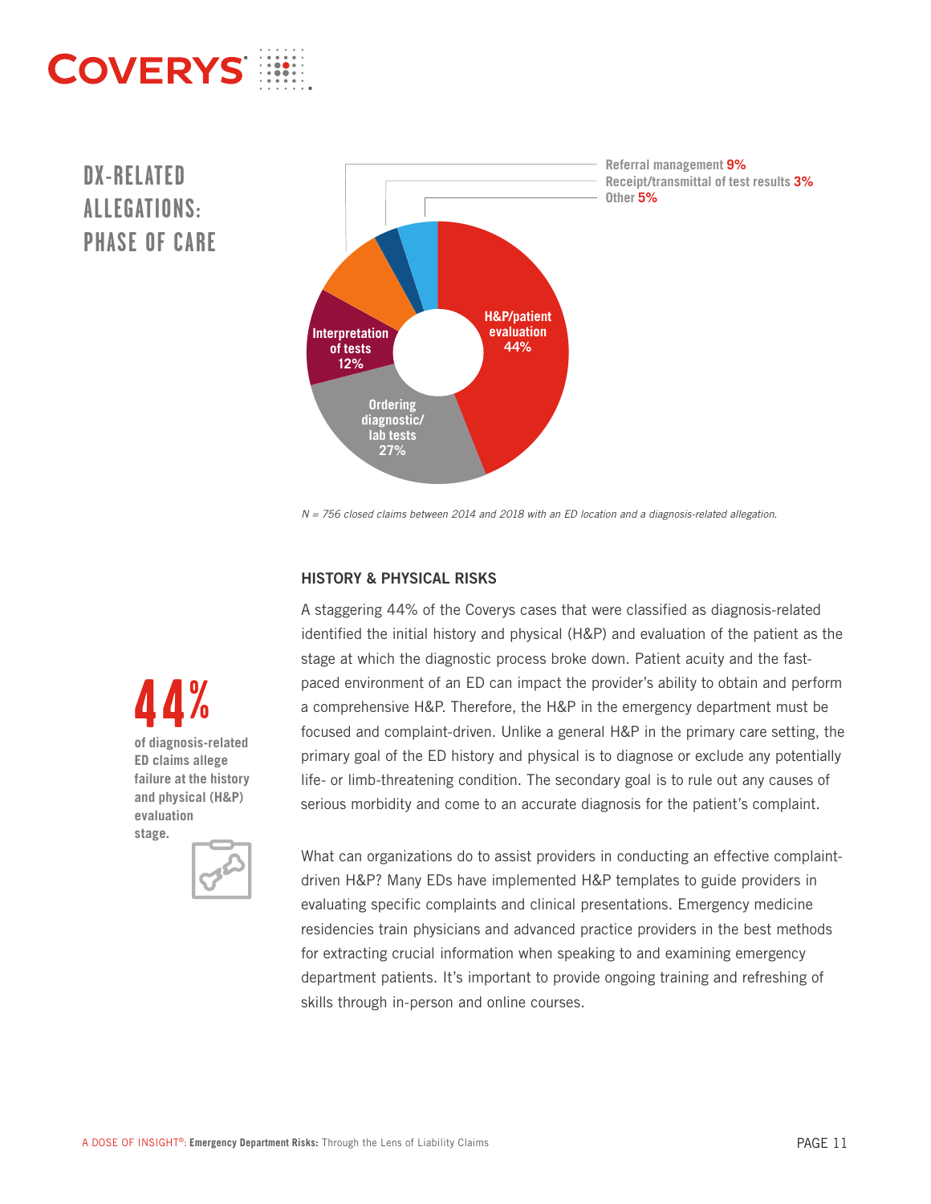## DX-RELATED ALLEGATIONS: PHASE OF CARE

Referral management 9%
Receipt/transmittal of test results 3%
Other 5%
H&P/patient evaluation 44%
Ordering diagnostic/lab tests 27%
Interpretation of tests 12%

*N = 756 closed claims between 2014 and 2018 with an ED location and a diagnosis-related allegation.*

**44%**

**of diagnosis-related ED claims allege failure at the history and physical (H&P) evaluation stage.**

### HISTORY & PHYSICAL RISKS

A staggering 44% of the Coverys cases that were classified as diagnosis-related identified the initial history and physical (H&P) and evaluation of the patient as the stage at which the diagnostic process broke down. Patient acuity and the fast-paced environment of an ED can impact the provider's ability to obtain and perform a comprehensive H&P. Therefore, the H&P in the emergency department must be focused and complaint-driven. Unlike a general H&P in the primary care setting, the primary goal of the ED history and physical is to diagnose or exclude any potentially life- or limb-threatening condition. The secondary goal is to rule out any causes of serious morbidity and come to an accurate diagnosis for the patient's complaint.

What can organizations do to assist providers in conducting an effective complaint-driven H&P? Many EDs have implemented H&P templates to guide providers in evaluating specific complaints and clinical presentations. Emergency medicine residencies train physicians and advanced practice providers in the best methods for extracting crucial information when speaking to and examining emergency department patients. It's important to provide ongoing training and refreshing of skills through in-person and online courses.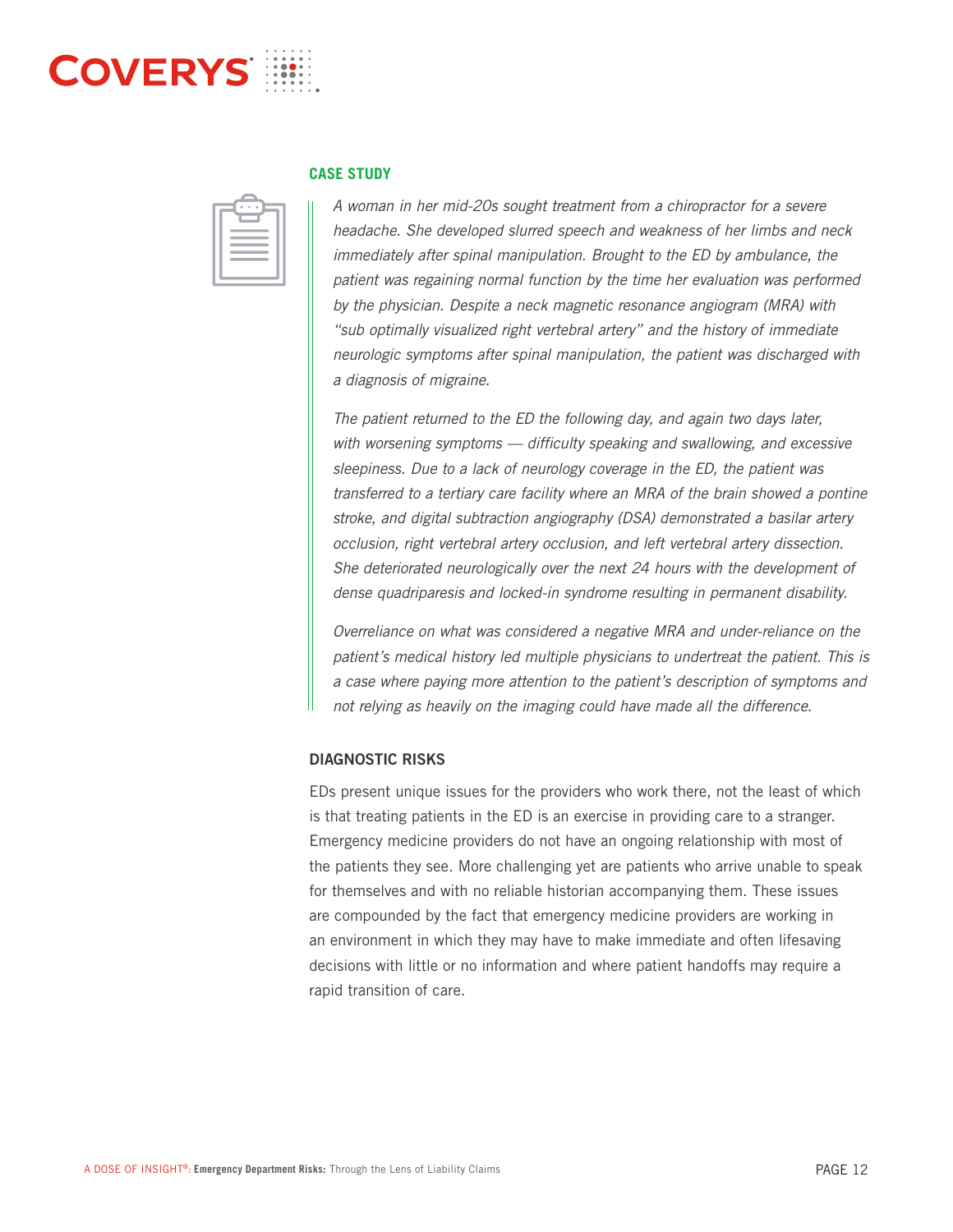### CASE STUDY

*A woman in her mid-20s sought treatment from a chiropractor for a severe headache. She developed slurred speech and weakness of her limbs and neck immediately after spinal manipulation. Brought to the ED by ambulance, the patient was regaining normal function by the time her evaluation was performed by the physician. Despite a neck magnetic resonance angiogram (MRA) with "sub optimally visualized right vertebral artery" and the history of immediate neurologic symptoms after spinal manipulation, the patient was discharged with a diagnosis of migraine.*

*The patient returned to the ED the following day, and again two days later, with worsening symptoms — difficulty speaking and swallowing, and excessive sleepiness. Due to a lack of neurology coverage in the ED, the patient was transferred to a tertiary care facility where an MRA of the brain showed a pontine stroke, and digital subtraction angiography (DSA) demonstrated a basilar artery occlusion, right vertebral artery occlusion, and left vertebral artery dissection. She deteriorated neurologically over the next 24 hours with the development of dense quadriparesis and locked-in syndrome resulting in permanent disability.*

*Overreliance on what was considered a negative MRA and under-reliance on the patient's medical history led multiple physicians to undertreat the patient. This is a case where paying more attention to the patient's description of symptoms and not relying as heavily on the imaging could have made all the difference.*

### DIAGNOSTIC RISKS

EDs present unique issues for the providers who work there, not the least of which is that treating patients in the ED is an exercise in providing care to a stranger. Emergency medicine providers do not have an ongoing relationship with most of the patients they see. More challenging yet are patients who arrive unable to speak for themselves and with no reliable historian accompanying them. These issues are compounded by the fact that emergency medicine providers are working in an environment in which they may have to make immediate and often lifesaving decisions with little or no information and where patient handoffs may require a rapid transition of care.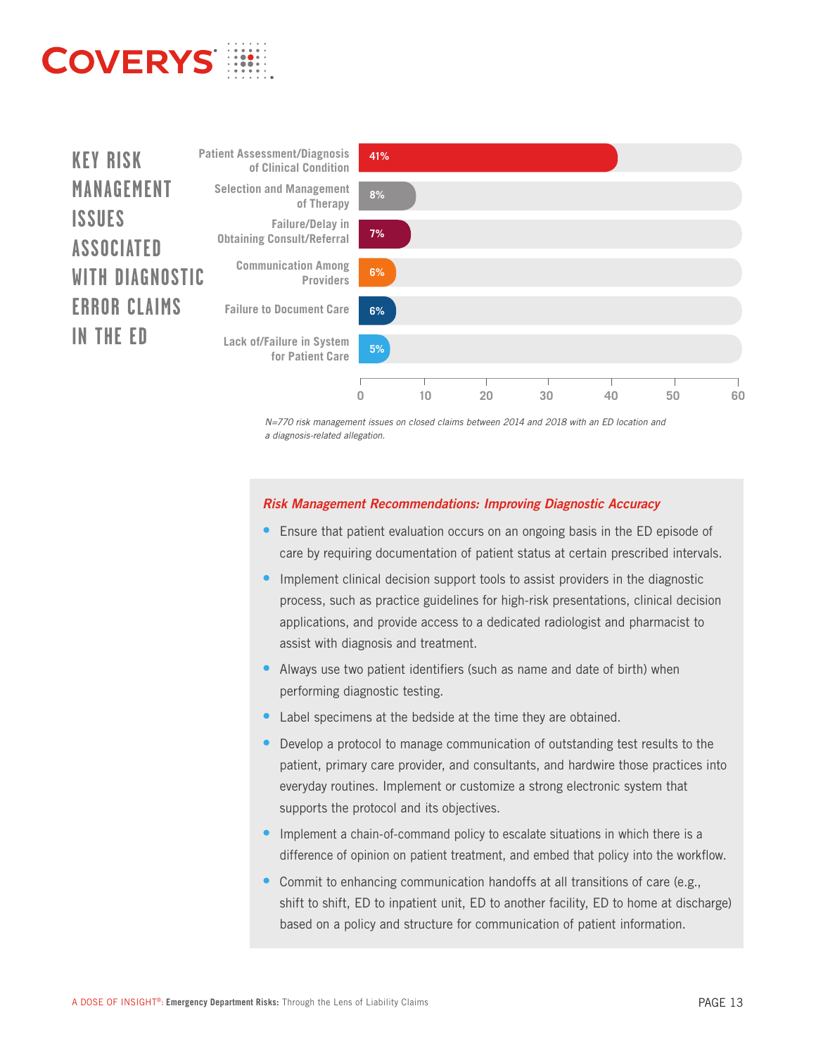## KEY RISK MANAGEMENT ISSUES ASSOCIATED WITH DIAGNOSTIC ERROR CLAIMS IN THE ED

| Risk Management Issue | Percentage |
| --- | --- |
| Patient Assessment/Diagnosis of Clinical Condition | 41% |
| Selection and Management of Therapy | 8% |
| Failure/Delay in Obtaining Consult/Referral | 7% |
| Communication Among Providers | 6% |
| Failure to Document Care | 6% |
| Lack of/Failure in System for Patient Care | 5% |

*N=770 risk management issues on closed claims between 2014 and 2018 with an ED location and a diagnosis-related allegation.*

### *Risk Management Recommendations: Improving Diagnostic Accuracy*

- Ensure that patient evaluation occurs on an ongoing basis in the ED episode of care by requiring documentation of patient status at certain prescribed intervals.
- Implement clinical decision support tools to assist providers in the diagnostic process, such as practice guidelines for high-risk presentations, clinical decision applications, and provide access to a dedicated radiologist and pharmacist to assist with diagnosis and treatment.
- Always use two patient identifiers (such as name and date of birth) when performing diagnostic testing.
- Label specimens at the bedside at the time they are obtained.
- Develop a protocol to manage communication of outstanding test results to the patient, primary care provider, and consultants, and hardwire those practices into everyday routines. Implement or customize a strong electronic system that supports the protocol and its objectives.
- Implement a chain-of-command policy to escalate situations in which there is a difference of opinion on patient treatment, and embed that policy into the workflow.
- Commit to enhancing communication handoffs at all transitions of care (e.g., shift to shift, ED to inpatient unit, ED to another facility, ED to home at discharge) based on a policy and structure for communication of patient information.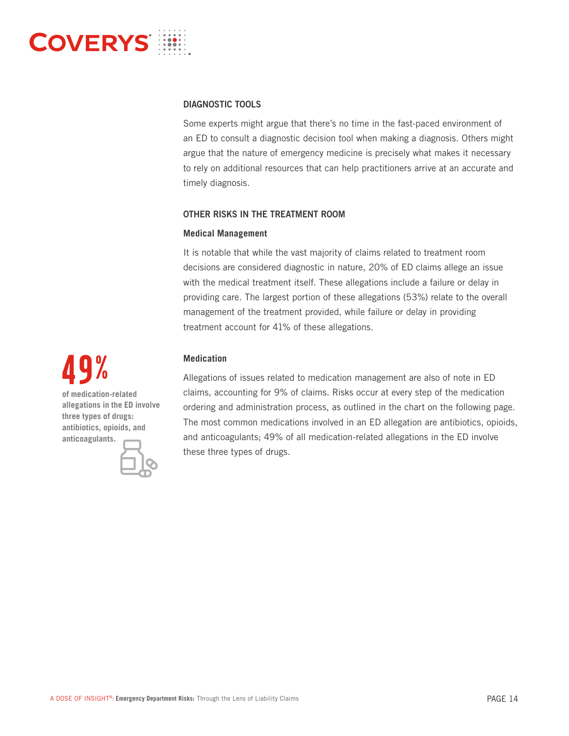## DIAGNOSTIC TOOLS

Some experts might argue that there's no time in the fast-paced environment of an ED to consult a diagnostic decision tool when making a diagnosis. Others might argue that the nature of emergency medicine is precisely what makes it necessary to rely on additional resources that can help practitioners arrive at an accurate and timely diagnosis.

## OTHER RISKS IN THE TREATMENT ROOM

### Medical Management

It is notable that while the vast majority of claims related to treatment room decisions are considered diagnostic in nature, 20% of ED claims allege an issue with the medical treatment itself. These allegations include a failure or delay in providing care. The largest portion of these allegations (53%) relate to the overall management of the treatment provided, while failure or delay in providing treatment account for 41% of these allegations.

**49%**

**of medication-related allegations in the ED involve three types of drugs: antibiotics, opioids, and anticoagulants.**

### Medication

Allegations of issues related to medication management are also of note in ED claims, accounting for 9% of claims. Risks occur at every step of the medication ordering and administration process, as outlined in the chart on the following page. The most common medications involved in an ED allegation are antibiotics, opioids, and anticoagulants; 49% of all medication-related allegations in the ED involve these three types of drugs.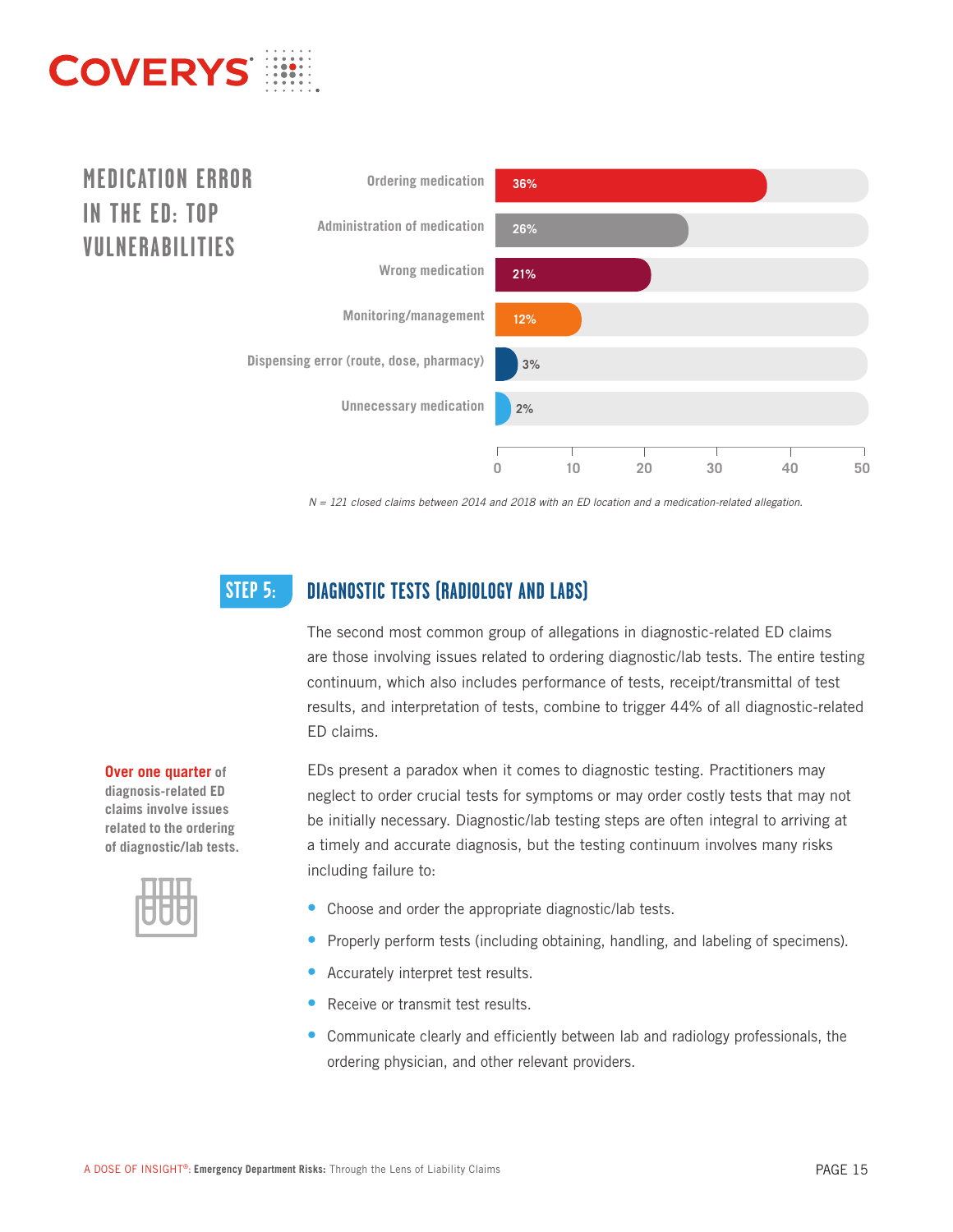## MEDICATION ERROR IN THE ED: TOP VULNERABILITIES

| Category | Percentage |
| --- | --- |
| Ordering medication | 36% |
| Administration of medication | 26% |
| Wrong medication | 21% |
| Monitoring/management | 12% |
| Dispensing error (route, dose, pharmacy) | 3% |
| Unnecessary medication | 2% |

*N = 121 closed claims between 2014 and 2018 with an ED location and a medication-related allegation.*

## STEP 5: DIAGNOSTIC TESTS (RADIOLOGY AND LABS)

The second most common group of allegations in diagnostic-related ED claims are those involving issues related to ordering diagnostic/lab tests. The entire testing continuum, which also includes performance of tests, receipt/transmittal of test results, and interpretation of tests, combine to trigger 44% of all diagnostic-related ED claims.

**Over one quarter of diagnosis-related ED claims involve issues related to the ordering of diagnostic/lab tests.**

EDs present a paradox when it comes to diagnostic testing. Practitioners may neglect to order crucial tests for symptoms or may order costly tests that may not be initially necessary. Diagnostic/lab testing steps are often integral to arriving at a timely and accurate diagnosis, but the testing continuum involves many risks including failure to:

- Choose and order the appropriate diagnostic/lab tests.
- Properly perform tests (including obtaining, handling, and labeling of specimens).
- Accurately interpret test results.
- Receive or transmit test results.
- Communicate clearly and efficiently between lab and radiology professionals, the ordering physician, and other relevant providers.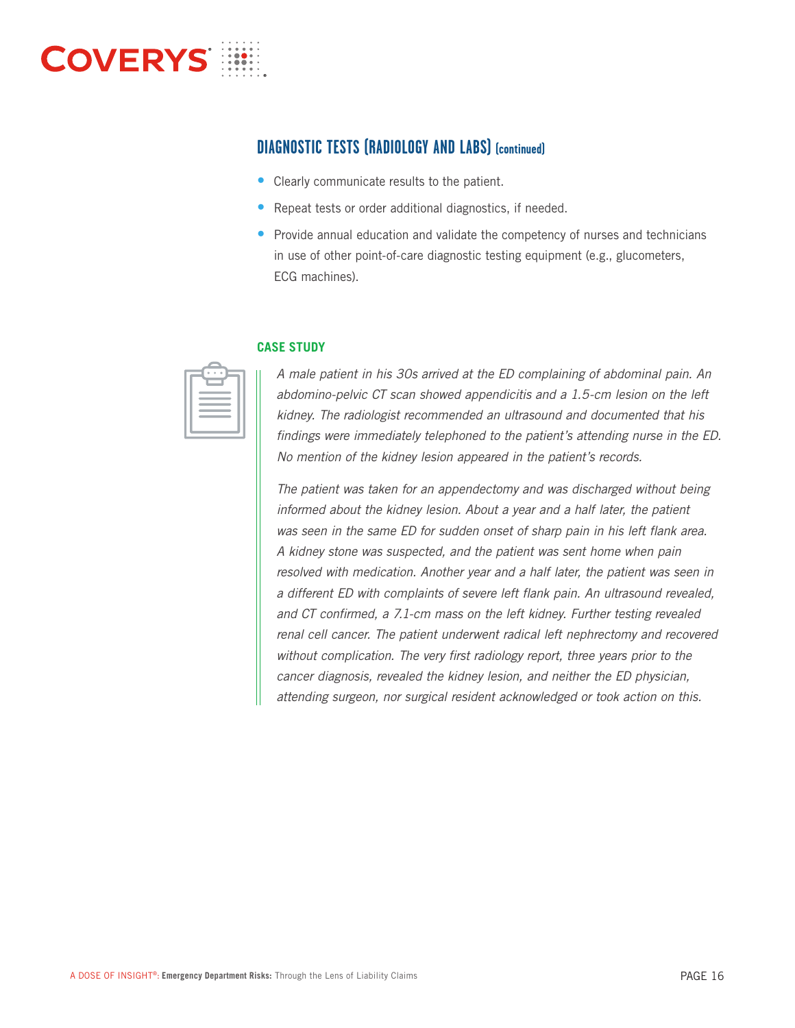## DIAGNOSTIC TESTS (RADIOLOGY AND LABS) (continued)

- Clearly communicate results to the patient.
- Repeat tests or order additional diagnostics, if needed.
- Provide annual education and validate the competency of nurses and technicians in use of other point-of-care diagnostic testing equipment (e.g., glucometers, ECG machines).

### CASE STUDY

*A male patient in his 30s arrived at the ED complaining of abdominal pain. An abdomino-pelvic CT scan showed appendicitis and a 1.5-cm lesion on the left kidney. The radiologist recommended an ultrasound and documented that his findings were immediately telephoned to the patient's attending nurse in the ED. No mention of the kidney lesion appeared in the patient's records.*

*The patient was taken for an appendectomy and was discharged without being informed about the kidney lesion. About a year and a half later, the patient was seen in the same ED for sudden onset of sharp pain in his left flank area. A kidney stone was suspected, and the patient was sent home when pain resolved with medication. Another year and a half later, the patient was seen in a different ED with complaints of severe left flank pain. An ultrasound revealed, and CT confirmed, a 7.1-cm mass on the left kidney. Further testing revealed renal cell cancer. The patient underwent radical left nephrectomy and recovered without complication. The very first radiology report, three years prior to the cancer diagnosis, revealed the kidney lesion, and neither the ED physician, attending surgeon, nor surgical resident acknowledged or took action on this.*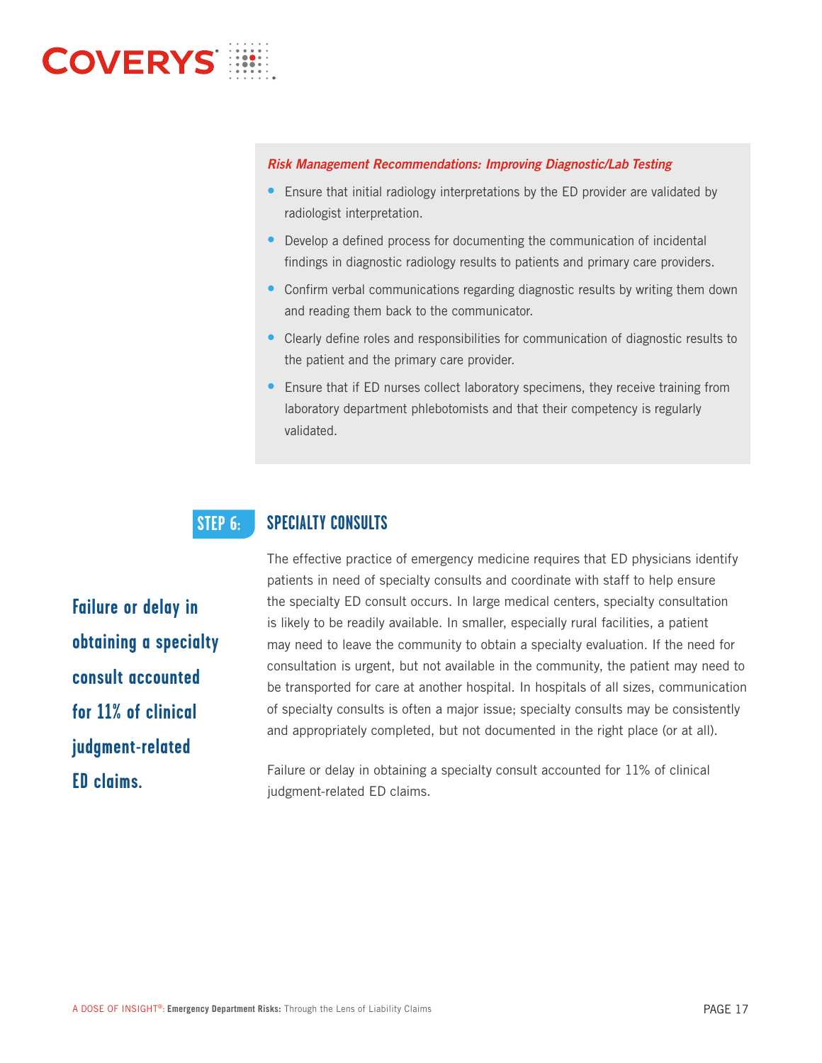***Risk Management Recommendations: Improving Diagnostic/Lab Testing***

- Ensure that initial radiology interpretations by the ED provider are validated by radiologist interpretation.
- Develop a defined process for documenting the communication of incidental findings in diagnostic radiology results to patients and primary care providers.
- Confirm verbal communications regarding diagnostic results by writing them down and reading them back to the communicator.
- Clearly define roles and responsibilities for communication of diagnostic results to the patient and the primary care provider.
- Ensure that if ED nurses collect laboratory specimens, they receive training from laboratory department phlebotomists and that their competency is regularly validated.

## STEP 6: SPECIALTY CONSULTS

**Failure or delay in obtaining a specialty consult accounted for 11% of clinical judgment-related ED claims.**

The effective practice of emergency medicine requires that ED physicians identify patients in need of specialty consults and coordinate with staff to help ensure the specialty ED consult occurs. In large medical centers, specialty consultation is likely to be readily available. In smaller, especially rural facilities, a patient may need to leave the community to obtain a specialty evaluation. If the need for consultation is urgent, but not available in the community, the patient may need to be transported for care at another hospital. In hospitals of all sizes, communication of specialty consults is often a major issue; specialty consults may be consistently and appropriately completed, but not documented in the right place (or at all).

Failure or delay in obtaining a specialty consult accounted for 11% of clinical judgment-related ED claims.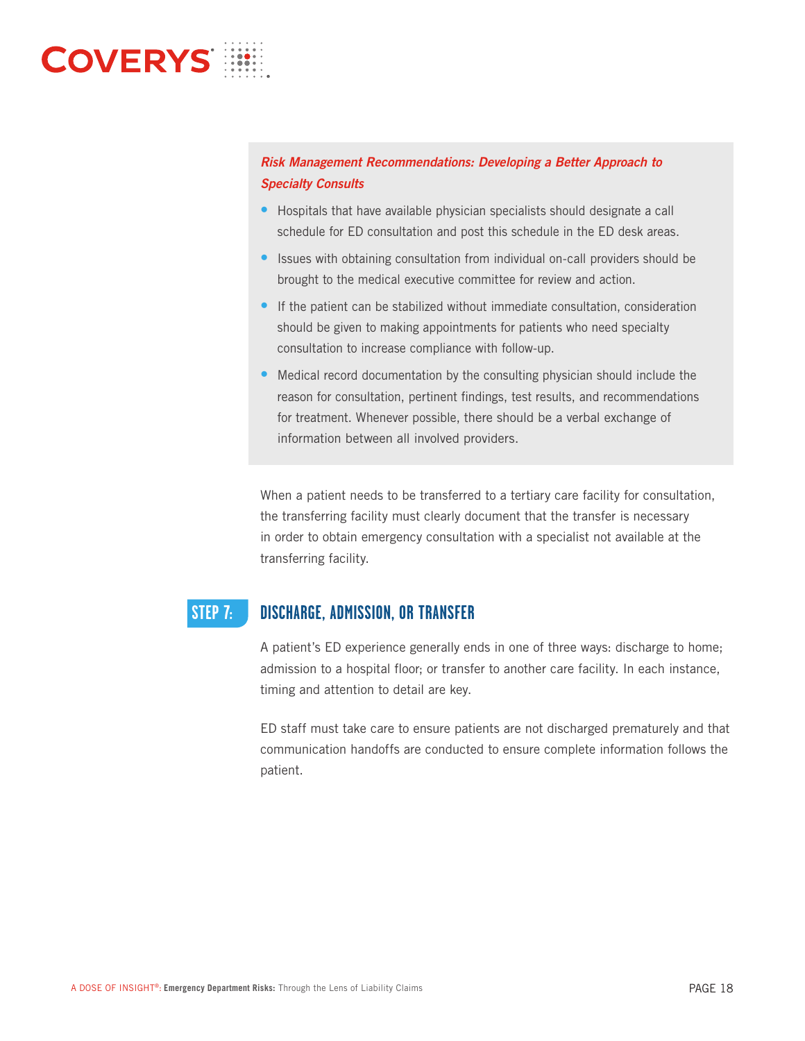***Risk Management Recommendations: Developing a Better Approach to Specialty Consults***

- Hospitals that have available physician specialists should designate a call schedule for ED consultation and post this schedule in the ED desk areas.
- Issues with obtaining consultation from individual on-call providers should be brought to the medical executive committee for review and action.
- If the patient can be stabilized without immediate consultation, consideration should be given to making appointments for patients who need specialty consultation to increase compliance with follow-up.
- Medical record documentation by the consulting physician should include the reason for consultation, pertinent findings, test results, and recommendations for treatment. Whenever possible, there should be a verbal exchange of information between all involved providers.

When a patient needs to be transferred to a tertiary care facility for consultation, the transferring facility must clearly document that the transfer is necessary in order to obtain emergency consultation with a specialist not available at the transferring facility.

## STEP 7: DISCHARGE, ADMISSION, OR TRANSFER

A patient's ED experience generally ends in one of three ways: discharge to home; admission to a hospital floor; or transfer to another care facility. In each instance, timing and attention to detail are key.

ED staff must take care to ensure patients are not discharged prematurely and that communication handoffs are conducted to ensure complete information follows the patient.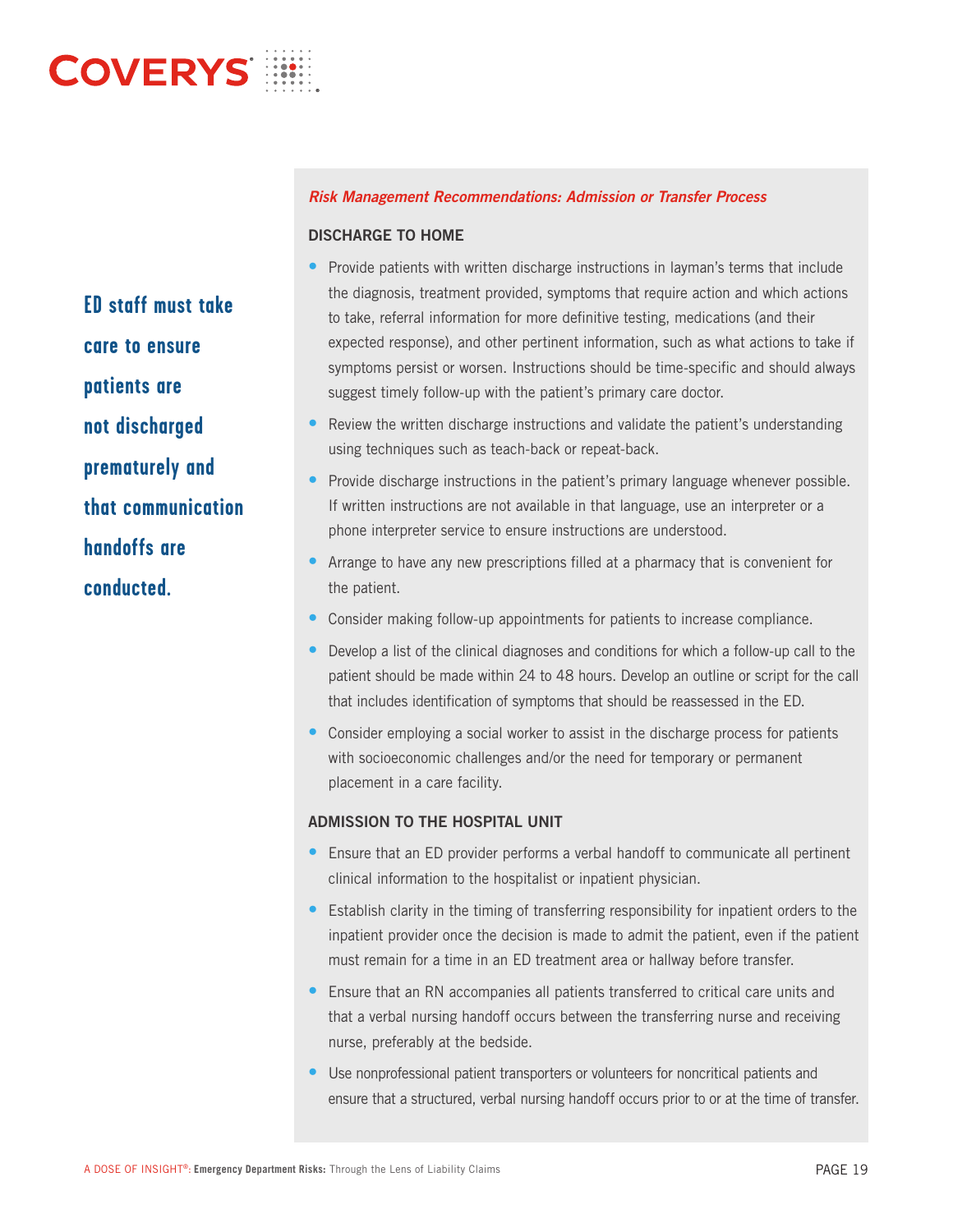ED staff must take care to ensure patients are not discharged prematurely and that communication handoffs are conducted.

***Risk Management Recommendations: Admission or Transfer Process***

**DISCHARGE TO HOME**

- Provide patients with written discharge instructions in layman's terms that include the diagnosis, treatment provided, symptoms that require action and which actions to take, referral information for more definitive testing, medications (and their expected response), and other pertinent information, such as what actions to take if symptoms persist or worsen. Instructions should be time-specific and should always suggest timely follow-up with the patient's primary care doctor.
- Review the written discharge instructions and validate the patient's understanding using techniques such as teach-back or repeat-back.
- Provide discharge instructions in the patient's primary language whenever possible. If written instructions are not available in that language, use an interpreter or a phone interpreter service to ensure instructions are understood.
- Arrange to have any new prescriptions filled at a pharmacy that is convenient for the patient.
- Consider making follow-up appointments for patients to increase compliance.
- Develop a list of the clinical diagnoses and conditions for which a follow-up call to the patient should be made within 24 to 48 hours. Develop an outline or script for the call that includes identification of symptoms that should be reassessed in the ED.
- Consider employing a social worker to assist in the discharge process for patients with socioeconomic challenges and/or the need for temporary or permanent placement in a care facility.

**ADMISSION TO THE HOSPITAL UNIT**

- Ensure that an ED provider performs a verbal handoff to communicate all pertinent clinical information to the hospitalist or inpatient physician.
- Establish clarity in the timing of transferring responsibility for inpatient orders to the inpatient provider once the decision is made to admit the patient, even if the patient must remain for a time in an ED treatment area or hallway before transfer.
- Ensure that an RN accompanies all patients transferred to critical care units and that a verbal nursing handoff occurs between the transferring nurse and receiving nurse, preferably at the bedside.
- Use nonprofessional patient transporters or volunteers for noncritical patients and ensure that a structured, verbal nursing handoff occurs prior to or at the time of transfer.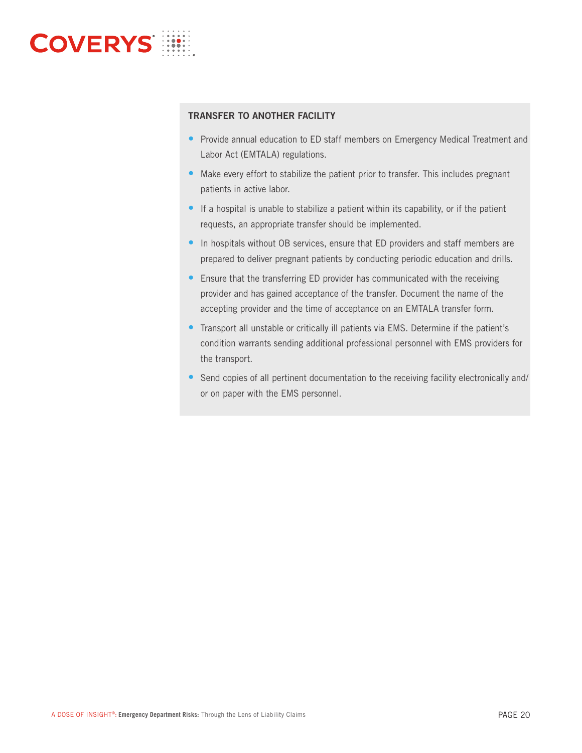### TRANSFER TO ANOTHER FACILITY

- Provide annual education to ED staff members on Emergency Medical Treatment and Labor Act (EMTALA) regulations.
- Make every effort to stabilize the patient prior to transfer. This includes pregnant patients in active labor.
- If a hospital is unable to stabilize a patient within its capability, or if the patient requests, an appropriate transfer should be implemented.
- In hospitals without OB services, ensure that ED providers and staff members are prepared to deliver pregnant patients by conducting periodic education and drills.
- Ensure that the transferring ED provider has communicated with the receiving provider and has gained acceptance of the transfer. Document the name of the accepting provider and the time of acceptance on an EMTALA transfer form.
- Transport all unstable or critically ill patients via EMS. Determine if the patient's condition warrants sending additional professional personnel with EMS providers for the transport.
- Send copies of all pertinent documentation to the receiving facility electronically and/or on paper with the EMS personnel.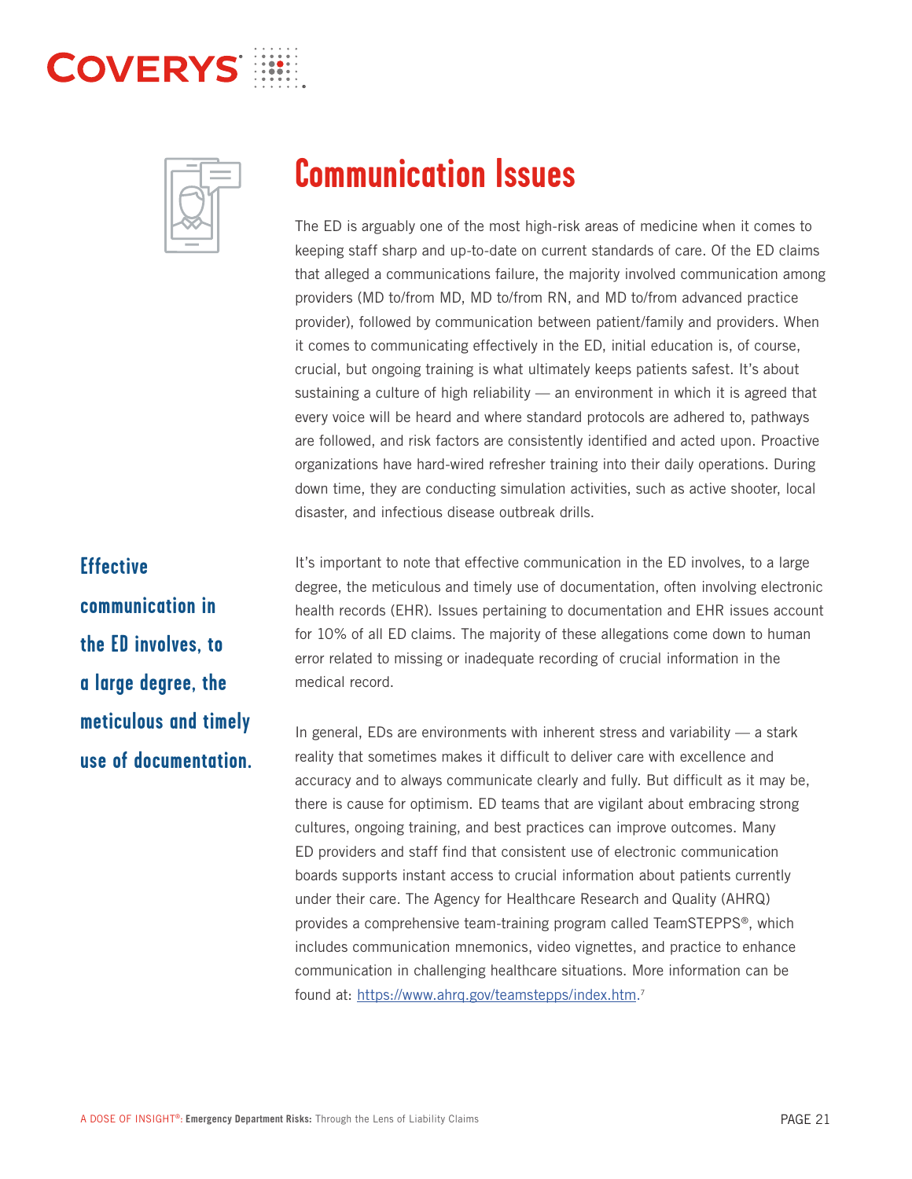# Communication Issues

The ED is arguably one of the most high-risk areas of medicine when it comes to keeping staff sharp and up-to-date on current standards of care. Of the ED claims that alleged a communications failure, the majority involved communication among providers (MD to/from MD, MD to/from RN, and MD to/from advanced practice provider), followed by communication between patient/family and providers. When it comes to communicating effectively in the ED, initial education is, of course, crucial, but ongoing training is what ultimately keeps patients safest. It's about sustaining a culture of high reliability — an environment in which it is agreed that every voice will be heard and where standard protocols are adhered to, pathways are followed, and risk factors are consistently identified and acted upon. Proactive organizations have hard-wired refresher training into their daily operations. During down time, they are conducting simulation activities, such as active shooter, local disaster, and infectious disease outbreak drills.

**Effective communication in the ED involves, to a large degree, the meticulous and timely use of documentation.**

It's important to note that effective communication in the ED involves, to a large degree, the meticulous and timely use of documentation, often involving electronic health records (EHR). Issues pertaining to documentation and EHR issues account for 10% of all ED claims. The majority of these allegations come down to human error related to missing or inadequate recording of crucial information in the medical record.

In general, EDs are environments with inherent stress and variability — a stark reality that sometimes makes it difficult to deliver care with excellence and accuracy and to always communicate clearly and fully. But difficult as it may be, there is cause for optimism. ED teams that are vigilant about embracing strong cultures, ongoing training, and best practices can improve outcomes. Many ED providers and staff find that consistent use of electronic communication boards supports instant access to crucial information about patients currently under their care. The Agency for Healthcare Research and Quality (AHRQ) provides a comprehensive team-training program called TeamSTEPPS®, which includes communication mnemonics, video vignettes, and practice to enhance communication in challenging healthcare situations. More information can be found at: https://www.ahrq.gov/teamstepps/index.htm.[7]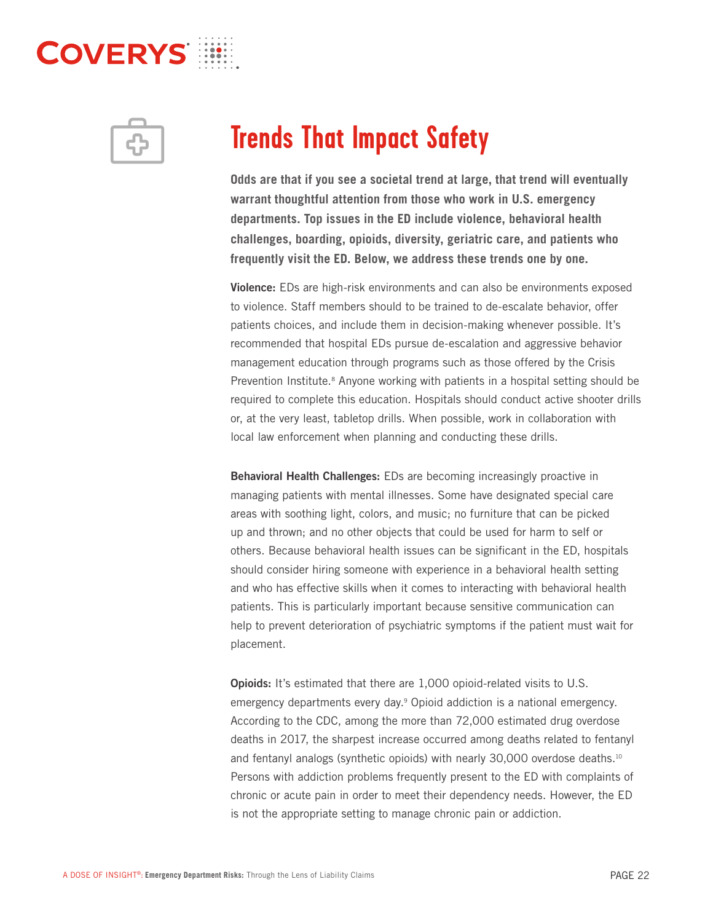// Trends That Impact Safety

**Odds are that if you see a societal trend at large, that trend will eventually warrant thoughtful attention from those who work in U.S. emergency departments. Top issues in the ED include violence, behavioral health challenges, boarding, opioids, diversity, geriatric care, and patients who frequently visit the ED. Below, we address these trends one by one.**

**Violence:** EDs are high-risk environments and can also be environments exposed to violence. Staff members should to be trained to de-escalate behavior, offer patients choices, and include them in decision-making whenever possible. It's recommended that hospital EDs pursue de-escalation and aggressive behavior management education through programs such as those offered by the Crisis Prevention Institute.[8] Anyone working with patients in a hospital setting should be required to complete this education. Hospitals should conduct active shooter drills or, at the very least, tabletop drills. When possible, work in collaboration with local law enforcement when planning and conducting these drills.

**Behavioral Health Challenges:** EDs are becoming increasingly proactive in managing patients with mental illnesses. Some have designated special care areas with soothing light, colors, and music; no furniture that can be picked up and thrown; and no other objects that could be used for harm to self or others. Because behavioral health issues can be significant in the ED, hospitals should consider hiring someone with experience in a behavioral health setting and who has effective skills when it comes to interacting with behavioral health patients. This is particularly important because sensitive communication can help to prevent deterioration of psychiatric symptoms if the patient must wait for placement.

**Opioids:** It's estimated that there are 1,000 opioid-related visits to U.S. emergency departments every day.[9] Opioid addiction is a national emergency. According to the CDC, among the more than 72,000 estimated drug overdose deaths in 2017, the sharpest increase occurred among deaths related to fentanyl and fentanyl analogs (synthetic opioids) with nearly 30,000 overdose deaths.[10] Persons with addiction problems frequently present to the ED with complaints of chronic or acute pain in order to meet their dependency needs. However, the ED is not the appropriate setting to manage chronic pain or addiction.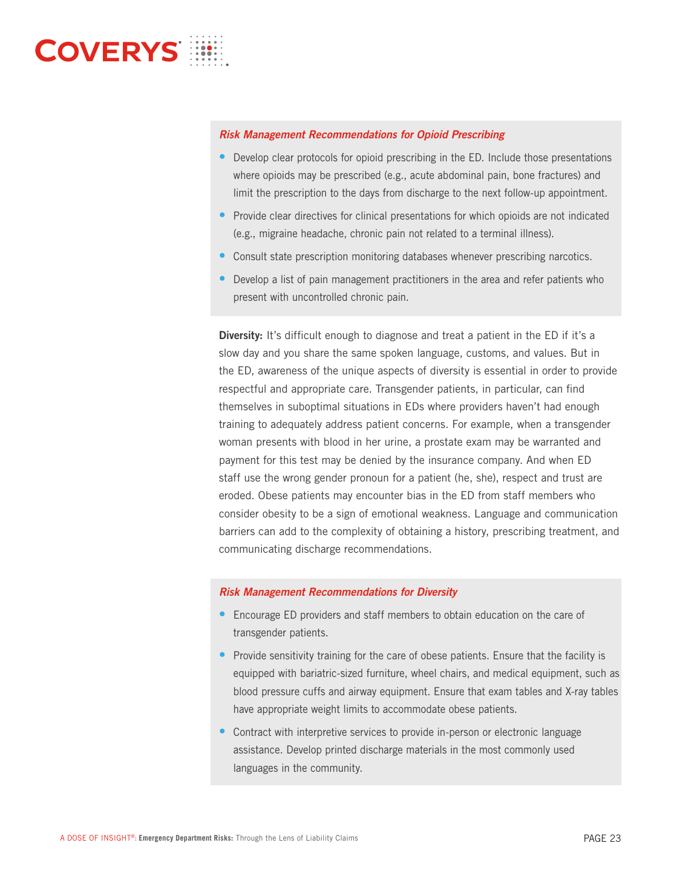### *Risk Management Recommendations for Opioid Prescribing*

- Develop clear protocols for opioid prescribing in the ED. Include those presentations where opioids may be prescribed (e.g., acute abdominal pain, bone fractures) and limit the prescription to the days from discharge to the next follow-up appointment.
- Provide clear directives for clinical presentations for which opioids are not indicated (e.g., migraine headache, chronic pain not related to a terminal illness).
- Consult state prescription monitoring databases whenever prescribing narcotics.
- Develop a list of pain management practitioners in the area and refer patients who present with uncontrolled chronic pain.

**Diversity:** It's difficult enough to diagnose and treat a patient in the ED if it's a slow day and you share the same spoken language, customs, and values. But in the ED, awareness of the unique aspects of diversity is essential in order to provide respectful and appropriate care. Transgender patients, in particular, can find themselves in suboptimal situations in EDs where providers haven't had enough training to adequately address patient concerns. For example, when a transgender woman presents with blood in her urine, a prostate exam may be warranted and payment for this test may be denied by the insurance company. And when ED staff use the wrong gender pronoun for a patient (he, she), respect and trust are eroded. Obese patients may encounter bias in the ED from staff members who consider obesity to be a sign of emotional weakness. Language and communication barriers can add to the complexity of obtaining a history, prescribing treatment, and communicating discharge recommendations.

### *Risk Management Recommendations for Diversity*

- Encourage ED providers and staff members to obtain education on the care of transgender patients.
- Provide sensitivity training for the care of obese patients. Ensure that the facility is equipped with bariatric-sized furniture, wheel chairs, and medical equipment, such as blood pressure cuffs and airway equipment. Ensure that exam tables and X-ray tables have appropriate weight limits to accommodate obese patients.
- Contract with interpretive services to provide in-person or electronic language assistance. Develop printed discharge materials in the most commonly used languages in the community.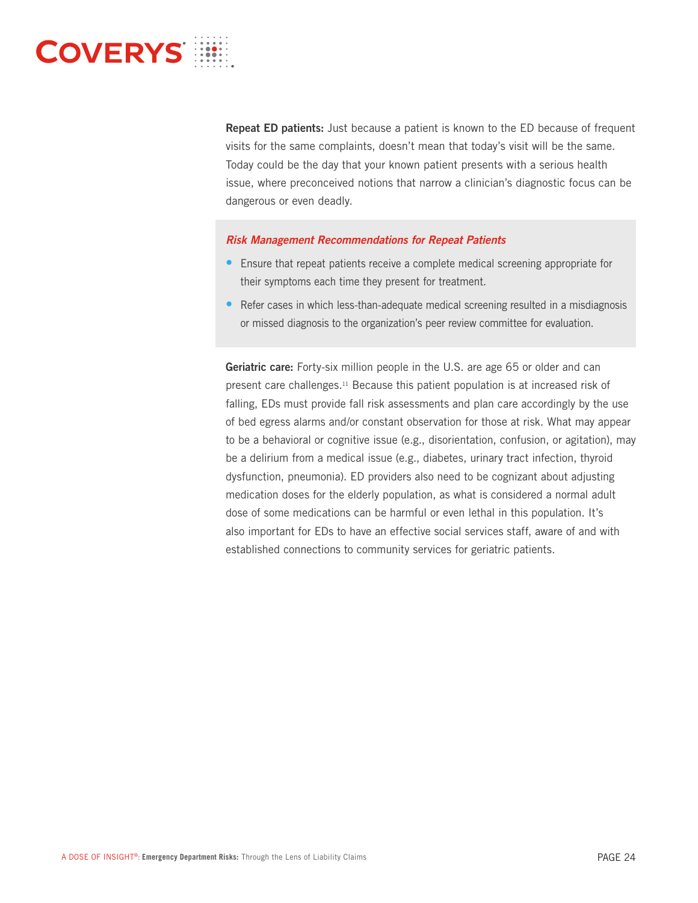**Repeat ED patients:** Just because a patient is known to the ED because of frequent visits for the same complaints, doesn't mean that today's visit will be the same. Today could be the day that your known patient presents with a serious health issue, where preconceived notions that narrow a clinician's diagnostic focus can be dangerous or even deadly.

***Risk Management Recommendations for Repeat Patients***

- Ensure that repeat patients receive a complete medical screening appropriate for their symptoms each time they present for treatment.
- Refer cases in which less-than-adequate medical screening resulted in a misdiagnosis or missed diagnosis to the organization's peer review committee for evaluation.

**Geriatric care:** Forty-six million people in the U.S. are age 65 or older and can present care challenges.[11] Because this patient population is at increased risk of falling, EDs must provide fall risk assessments and plan care accordingly by the use of bed egress alarms and/or constant observation for those at risk. What may appear to be a behavioral or cognitive issue (e.g., disorientation, confusion, or agitation), may be a delirium from a medical issue (e.g., diabetes, urinary tract infection, thyroid dysfunction, pneumonia). ED providers also need to be cognizant about adjusting medication doses for the elderly population, as what is considered a normal adult dose of some medications can be harmful or even lethal in this population. It's also important for EDs to have an effective social services staff, aware of and with established connections to community services for geriatric patients.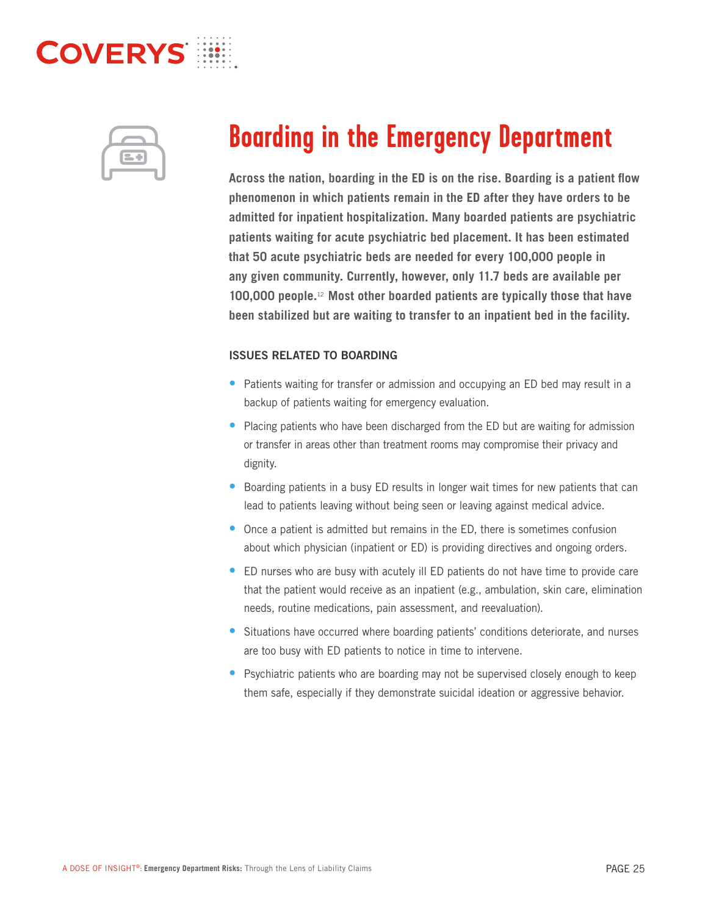# Boarding in the Emergency Department

**Across the nation, boarding in the ED is on the rise. Boarding is a patient flow phenomenon in which patients remain in the ED after they have orders to be admitted for inpatient hospitalization. Many boarded patients are psychiatric patients waiting for acute psychiatric bed placement. It has been estimated that 50 acute psychiatric beds are needed for every 100,000 people in any given community. Currently, however, only 11.7 beds are available per 100,000 people.[12] Most other boarded patients are typically those that have been stabilized but are waiting to transfer to an inpatient bed in the facility.**

### ISSUES RELATED TO BOARDING

- Patients waiting for transfer or admission and occupying an ED bed may result in a backup of patients waiting for emergency evaluation.
- Placing patients who have been discharged from the ED but are waiting for admission or transfer in areas other than treatment rooms may compromise their privacy and dignity.
- Boarding patients in a busy ED results in longer wait times for new patients that can lead to patients leaving without being seen or leaving against medical advice.
- Once a patient is admitted but remains in the ED, there is sometimes confusion about which physician (inpatient or ED) is providing directives and ongoing orders.
- ED nurses who are busy with acutely ill ED patients do not have time to provide care that the patient would receive as an inpatient (e.g., ambulation, skin care, elimination needs, routine medications, pain assessment, and reevaluation).
- Situations have occurred where boarding patients' conditions deteriorate, and nurses are too busy with ED patients to notice in time to intervene.
- Psychiatric patients who are boarding may not be supervised closely enough to keep them safe, especially if they demonstrate suicidal ideation or aggressive behavior.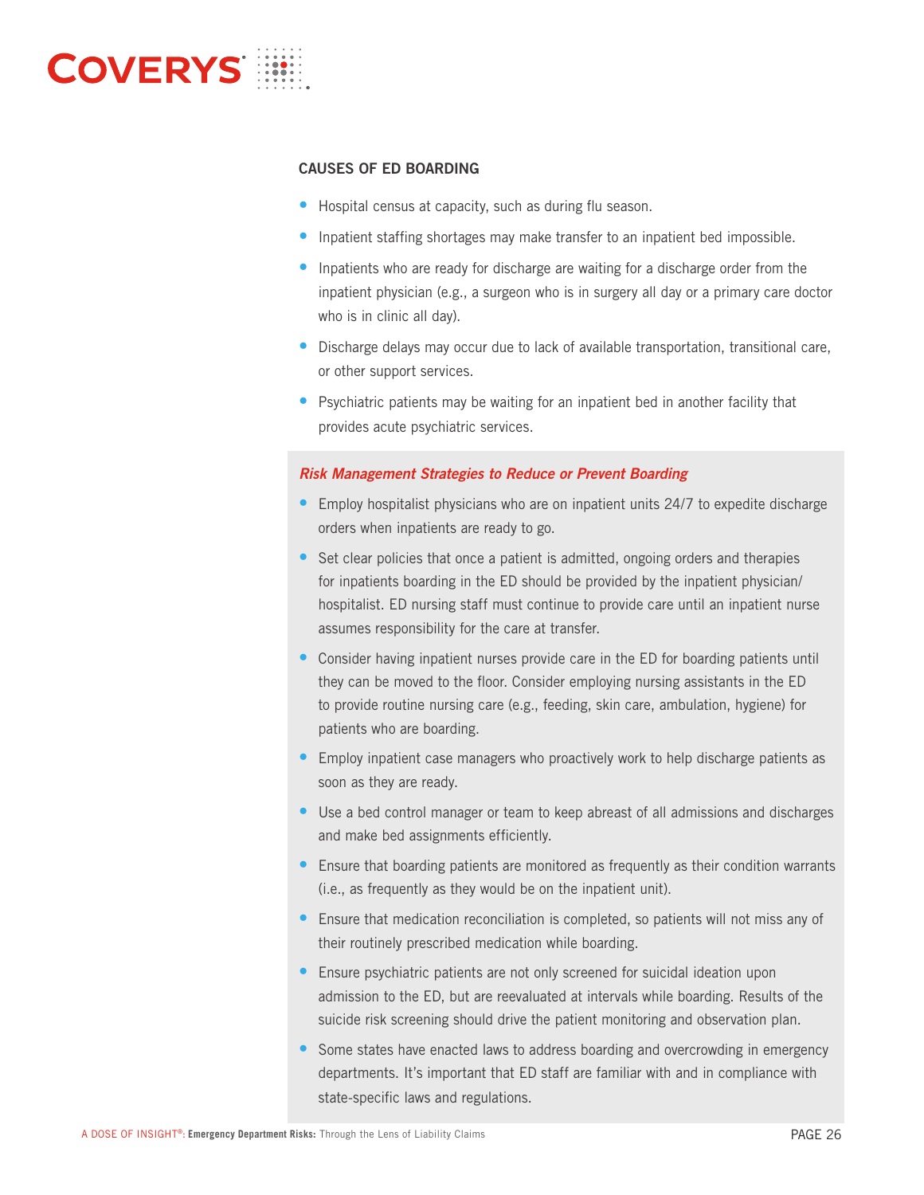## CAUSES OF ED BOARDING

- Hospital census at capacity, such as during flu season.
- Inpatient staffing shortages may make transfer to an inpatient bed impossible.
- Inpatients who are ready for discharge are waiting for a discharge order from the inpatient physician (e.g., a surgeon who is in surgery all day or a primary care doctor who is in clinic all day).
- Discharge delays may occur due to lack of available transportation, transitional care, or other support services.
- Psychiatric patients may be waiting for an inpatient bed in another facility that provides acute psychiatric services.

### *Risk Management Strategies to Reduce or Prevent Boarding*

- Employ hospitalist physicians who are on inpatient units 24/7 to expedite discharge orders when inpatients are ready to go.
- Set clear policies that once a patient is admitted, ongoing orders and therapies for inpatients boarding in the ED should be provided by the inpatient physician/hospitalist. ED nursing staff must continue to provide care until an inpatient nurse assumes responsibility for the care at transfer.
- Consider having inpatient nurses provide care in the ED for boarding patients until they can be moved to the floor. Consider employing nursing assistants in the ED to provide routine nursing care (e.g., feeding, skin care, ambulation, hygiene) for patients who are boarding.
- Employ inpatient case managers who proactively work to help discharge patients as soon as they are ready.
- Use a bed control manager or team to keep abreast of all admissions and discharges and make bed assignments efficiently.
- Ensure that boarding patients are monitored as frequently as their condition warrants (i.e., as frequently as they would be on the inpatient unit).
- Ensure that medication reconciliation is completed, so patients will not miss any of their routinely prescribed medication while boarding.
- Ensure psychiatric patients are not only screened for suicidal ideation upon admission to the ED, but are reevaluated at intervals while boarding. Results of the suicide risk screening should drive the patient monitoring and observation plan.
- Some states have enacted laws to address boarding and overcrowding in emergency departments. It's important that ED staff are familiar with and in compliance with state-specific laws and regulations.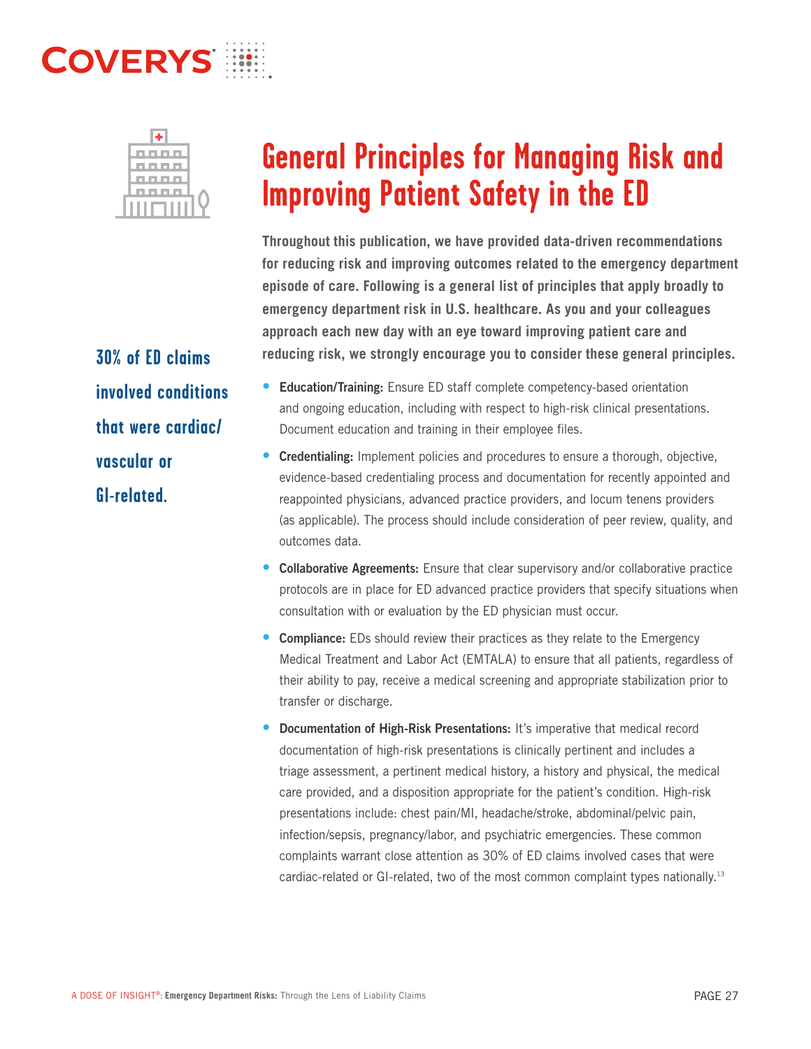# General Principles for Managing Risk and Improving Patient Safety in the ED

**Throughout this publication, we have provided data-driven recommendations for reducing risk and improving outcomes related to the emergency department episode of care. Following is a general list of principles that apply broadly to emergency department risk in U.S. healthcare. As you and your colleagues approach each new day with an eye toward improving patient care and reducing risk, we strongly encourage you to consider these general principles.**

**30% of ED claims involved conditions that were cardiac/ vascular or GI-related.**

- **Education/Training:** Ensure ED staff complete competency-based orientation and ongoing education, including with respect to high-risk clinical presentations. Document education and training in their employee files.
- **Credentialing:** Implement policies and procedures to ensure a thorough, objective, evidence-based credentialing process and documentation for recently appointed and reappointed physicians, advanced practice providers, and locum tenens providers (as applicable). The process should include consideration of peer review, quality, and outcomes data.
- **Collaborative Agreements:** Ensure that clear supervisory and/or collaborative practice protocols are in place for ED advanced practice providers that specify situations when consultation with or evaluation by the ED physician must occur.
- **Compliance:** EDs should review their practices as they relate to the Emergency Medical Treatment and Labor Act (EMTALA) to ensure that all patients, regardless of their ability to pay, receive a medical screening and appropriate stabilization prior to transfer or discharge.
- **Documentation of High-Risk Presentations:** It's imperative that medical record documentation of high-risk presentations is clinically pertinent and includes a triage assessment, a pertinent medical history, a history and physical, the medical care provided, and a disposition appropriate for the patient's condition. High-risk presentations include: chest pain/MI, headache/stroke, abdominal/pelvic pain, infection/sepsis, pregnancy/labor, and psychiatric emergencies. These common complaints warrant close attention as 30% of ED claims involved cases that were cardiac-related or GI-related, two of the most common complaint types nationally.[13]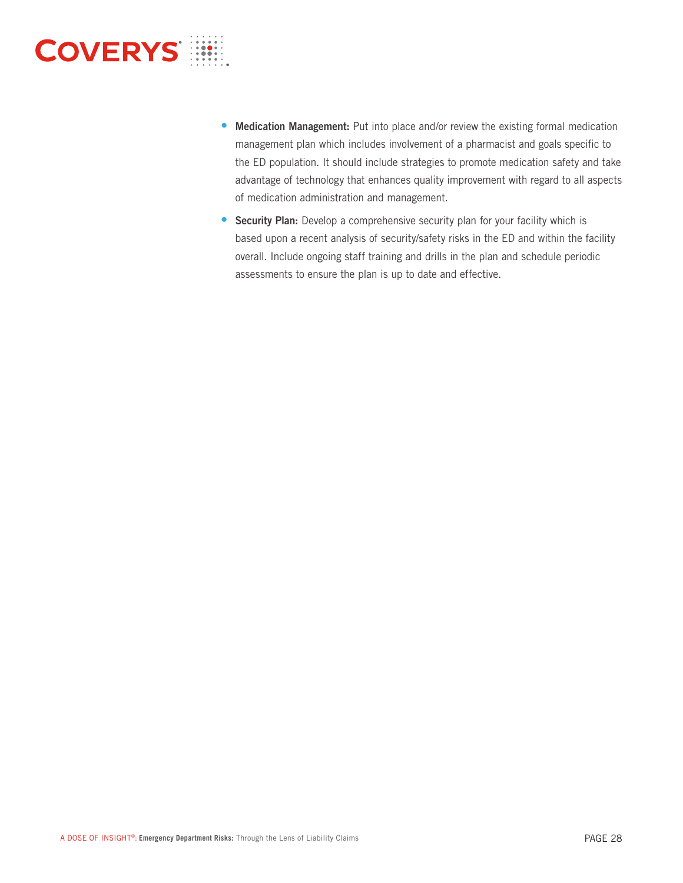- **Medication Management:** Put into place and/or review the existing formal medication management plan which includes involvement of a pharmacist and goals specific to the ED population. It should include strategies to promote medication safety and take advantage of technology that enhances quality improvement with regard to all aspects of medication administration and management.
- **Security Plan:** Develop a comprehensive security plan for your facility which is based upon a recent analysis of security/safety risks in the ED and within the facility overall. Include ongoing staff training and drills in the plan and schedule periodic assessments to ensure the plan is up to date and effective.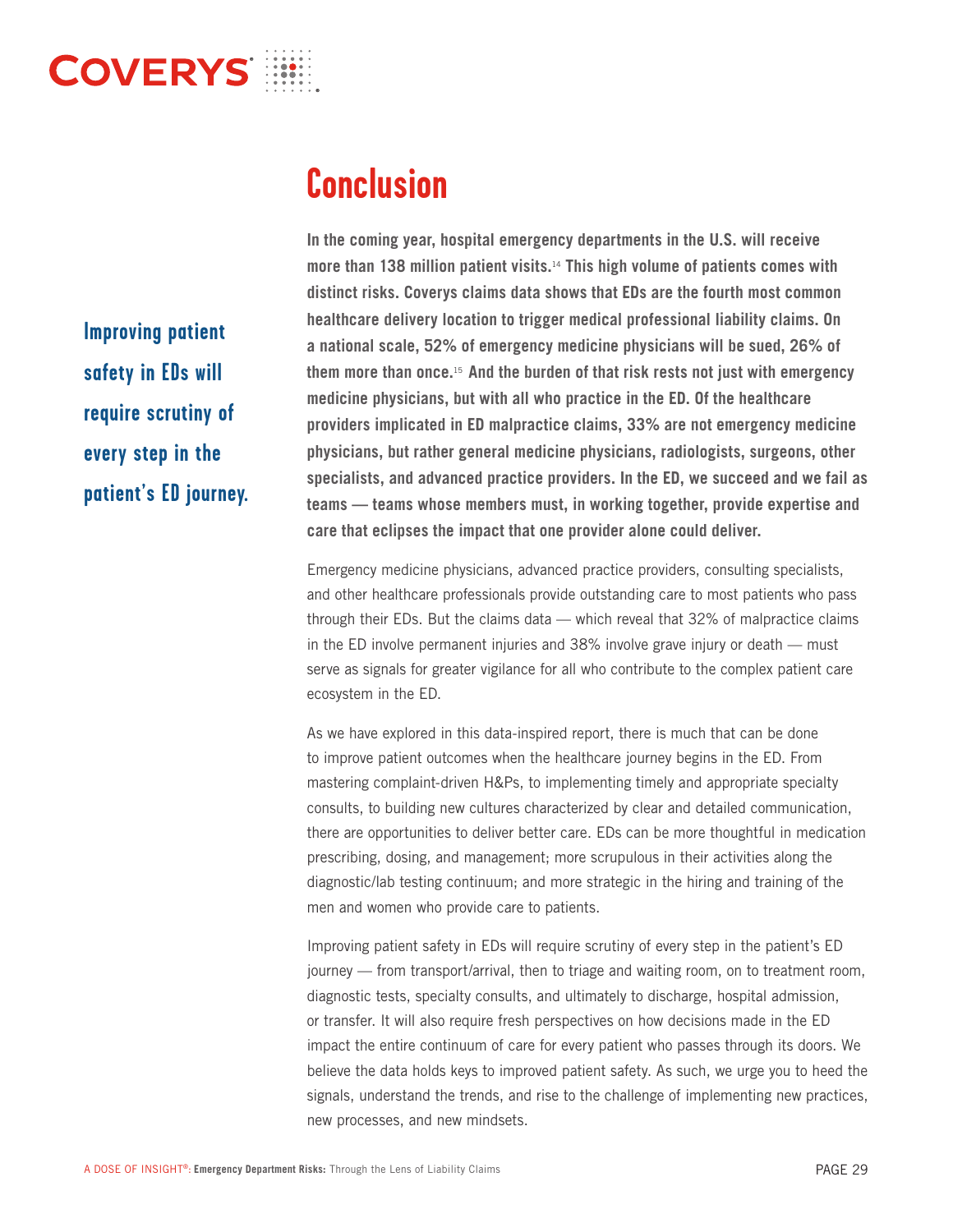# Conclusion

**Improving patient safety in EDs will require scrutiny of every step in the patient's ED journey.**

**In the coming year, hospital emergency departments in the U.S. will receive more than 138 million patient visits.[14] This high volume of patients comes with distinct risks. Coverys claims data shows that EDs are the fourth most common healthcare delivery location to trigger medical professional liability claims. On a national scale, 52% of emergency medicine physicians will be sued, 26% of them more than once.[15] And the burden of that risk rests not just with emergency medicine physicians, but with all who practice in the ED. Of the healthcare providers implicated in ED malpractice claims, 33% are not emergency medicine physicians, but rather general medicine physicians, radiologists, surgeons, other specialists, and advanced practice providers. In the ED, we succeed and we fail as teams — teams whose members must, in working together, provide expertise and care that eclipses the impact that one provider alone could deliver.**

Emergency medicine physicians, advanced practice providers, consulting specialists, and other healthcare professionals provide outstanding care to most patients who pass through their EDs. But the claims data — which reveal that 32% of malpractice claims in the ED involve permanent injuries and 38% involve grave injury or death — must serve as signals for greater vigilance for all who contribute to the complex patient care ecosystem in the ED.

As we have explored in this data-inspired report, there is much that can be done to improve patient outcomes when the healthcare journey begins in the ED. From mastering complaint-driven H&Ps, to implementing timely and appropriate specialty consults, to building new cultures characterized by clear and detailed communication, there are opportunities to deliver better care. EDs can be more thoughtful in medication prescribing, dosing, and management; more scrupulous in their activities along the diagnostic/lab testing continuum; and more strategic in the hiring and training of the men and women who provide care to patients.

Improving patient safety in EDs will require scrutiny of every step in the patient's ED journey — from transport/arrival, then to triage and waiting room, on to treatment room, diagnostic tests, specialty consults, and ultimately to discharge, hospital admission, or transfer. It will also require fresh perspectives on how decisions made in the ED impact the entire continuum of care for every patient who passes through its doors. We believe the data holds keys to improved patient safety. As such, we urge you to heed the signals, understand the trends, and rise to the challenge of implementing new practices, new processes, and new mindsets.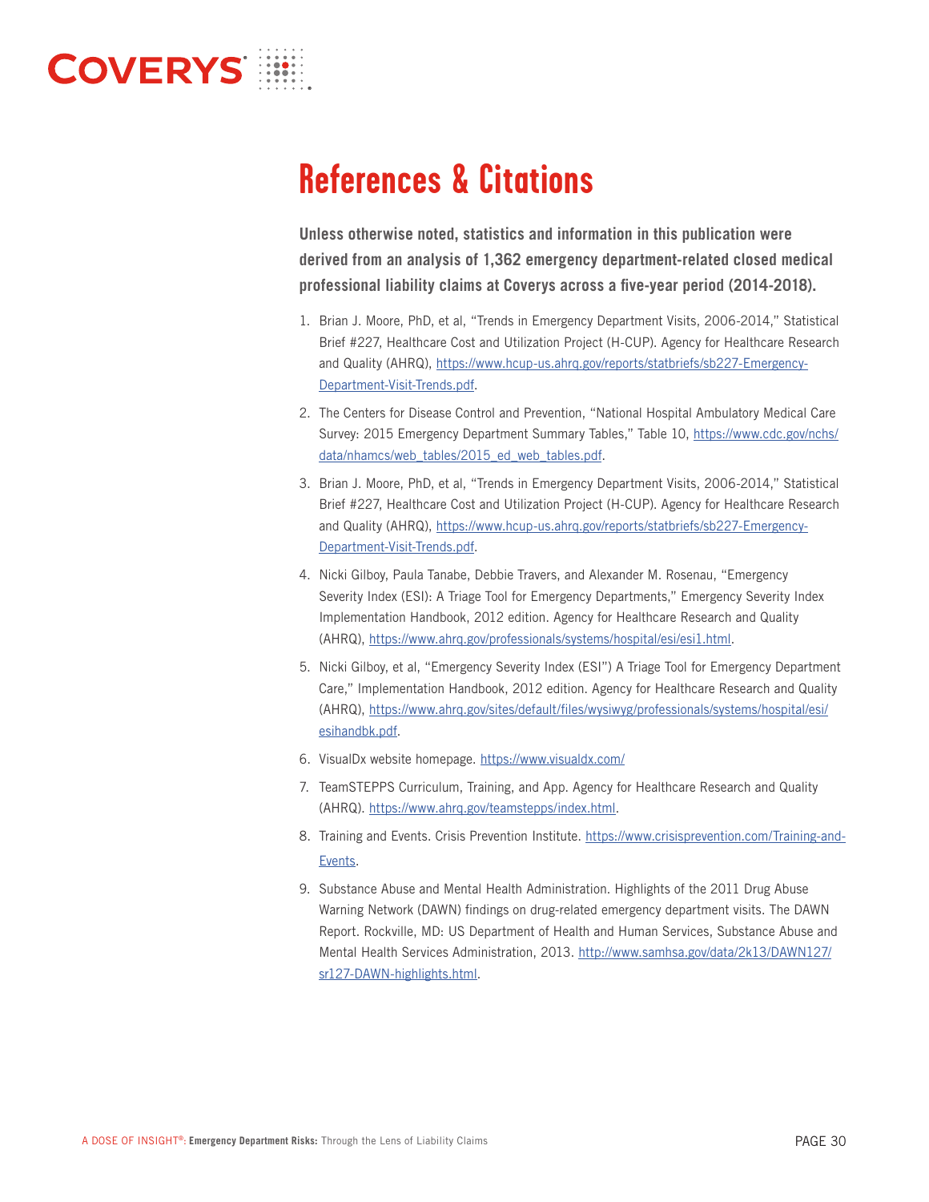# References & Citations

**Unless otherwise noted, statistics and information in this publication were derived from an analysis of 1,362 emergency department-related closed medical professional liability claims at Coverys across a five-year period (2014-2018).**

1. Brian J. Moore, PhD, et al, "Trends in Emergency Department Visits, 2006-2014," Statistical Brief #227, Healthcare Cost and Utilization Project (H-CUP). Agency for Healthcare Research and Quality (AHRQ), https://www.hcup-us.ahrq.gov/reports/statbriefs/sb227-Emergency-Department-Visit-Trends.pdf.
2. The Centers for Disease Control and Prevention, "National Hospital Ambulatory Medical Care Survey: 2015 Emergency Department Summary Tables," Table 10, https://www.cdc.gov/nchs/data/nhamcs/web_tables/2015_ed_web_tables.pdf.
3. Brian J. Moore, PhD, et al, "Trends in Emergency Department Visits, 2006-2014," Statistical Brief #227, Healthcare Cost and Utilization Project (H-CUP). Agency for Healthcare Research and Quality (AHRQ), https://www.hcup-us.ahrq.gov/reports/statbriefs/sb227-Emergency-Department-Visit-Trends.pdf.
4. Nicki Gilboy, Paula Tanabe, Debbie Travers, and Alexander M. Rosenau, "Emergency Severity Index (ESI): A Triage Tool for Emergency Departments," Emergency Severity Index Implementation Handbook, 2012 edition. Agency for Healthcare Research and Quality (AHRQ), https://www.ahrq.gov/professionals/systems/hospital/esi/esi1.html.
5. Nicki Gilboy, et al, "Emergency Severity Index (ESI") A Triage Tool for Emergency Department Care," Implementation Handbook, 2012 edition. Agency for Healthcare Research and Quality (AHRQ), https://www.ahrq.gov/sites/default/files/wysiwyg/professionals/systems/hospital/esi/esihandbk.pdf.
6. VisualDx website homepage. https://www.visualdx.com/
7. TeamSTEPPS Curriculum, Training, and App. Agency for Healthcare Research and Quality (AHRQ). https://www.ahrq.gov/teamstepps/index.html.
8. Training and Events. Crisis Prevention Institute. https://www.crisisprevention.com/Training-and-Events.
9. Substance Abuse and Mental Health Administration. Highlights of the 2011 Drug Abuse Warning Network (DAWN) findings on drug-related emergency department visits. The DAWN Report. Rockville, MD: US Department of Health and Human Services, Substance Abuse and Mental Health Services Administration, 2013. http://www.samhsa.gov/data/2k13/DAWN127/sr127-DAWN-highlights.html.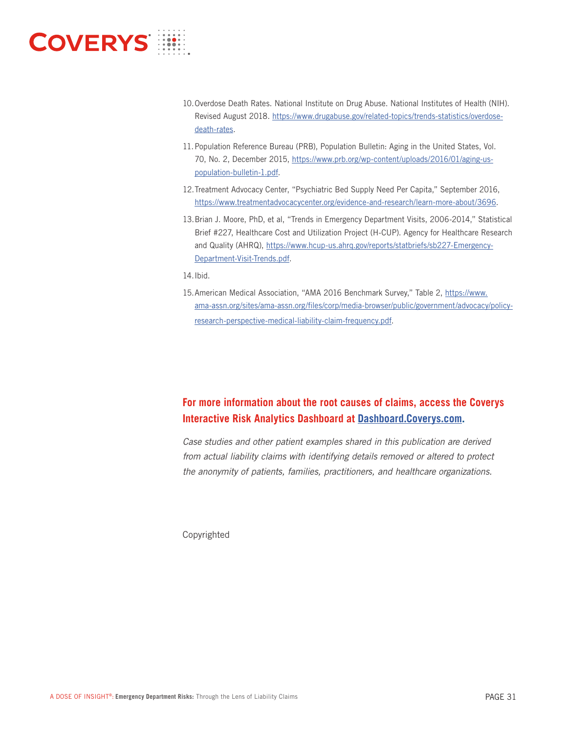10. Overdose Death Rates. National Institute on Drug Abuse. National Institutes of Health (NIH). Revised August 2018. https://www.drugabuse.gov/related-topics/trends-statistics/overdose-death-rates.

11. Population Reference Bureau (PRB), Population Bulletin: Aging in the United States, Vol. 70, No. 2, December 2015, https://www.prb.org/wp-content/uploads/2016/01/aging-us-population-bulletin-1.pdf.

12. Treatment Advocacy Center, "Psychiatric Bed Supply Need Per Capita," September 2016, https://www.treatmentadvocacycenter.org/evidence-and-research/learn-more-about/3696.

13. Brian J. Moore, PhD, et al, "Trends in Emergency Department Visits, 2006-2014," Statistical Brief #227, Healthcare Cost and Utilization Project (H-CUP). Agency for Healthcare Research and Quality (AHRQ), https://www.hcup-us.ahrq.gov/reports/statbriefs/sb227-Emergency-Department-Visit-Trends.pdf.

14. Ibid.

15. American Medical Association, "AMA 2016 Benchmark Survey," Table 2, https://www.ama-assn.org/sites/ama-assn.org/files/corp/media-browser/public/government/advocacy/policy-research-perspective-medical-liability-claim-frequency.pdf.

**For more information about the root causes of claims, access the Coverys Interactive Risk Analytics Dashboard at Dashboard.Coverys.com.**

*Case studies and other patient examples shared in this publication are derived from actual liability claims with identifying details removed or altered to protect the anonymity of patients, families, practitioners, and healthcare organizations.*

Copyrighted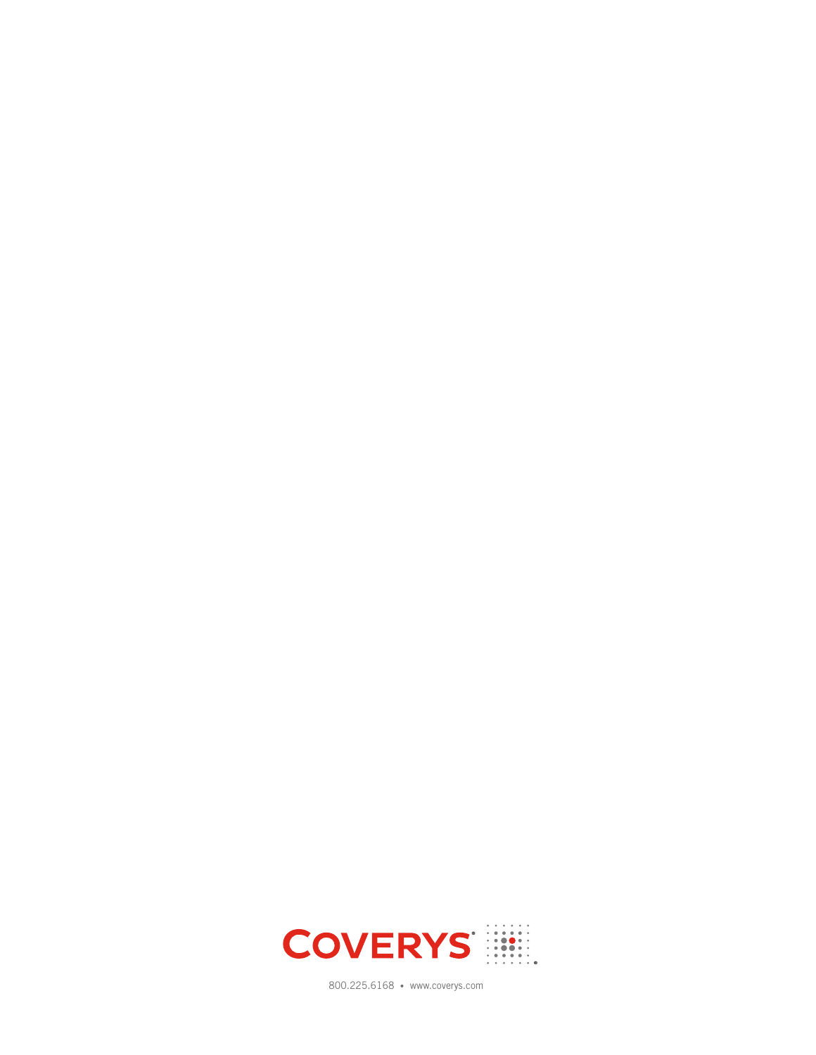COVERYS

800.225.6168 • www.coverys.com